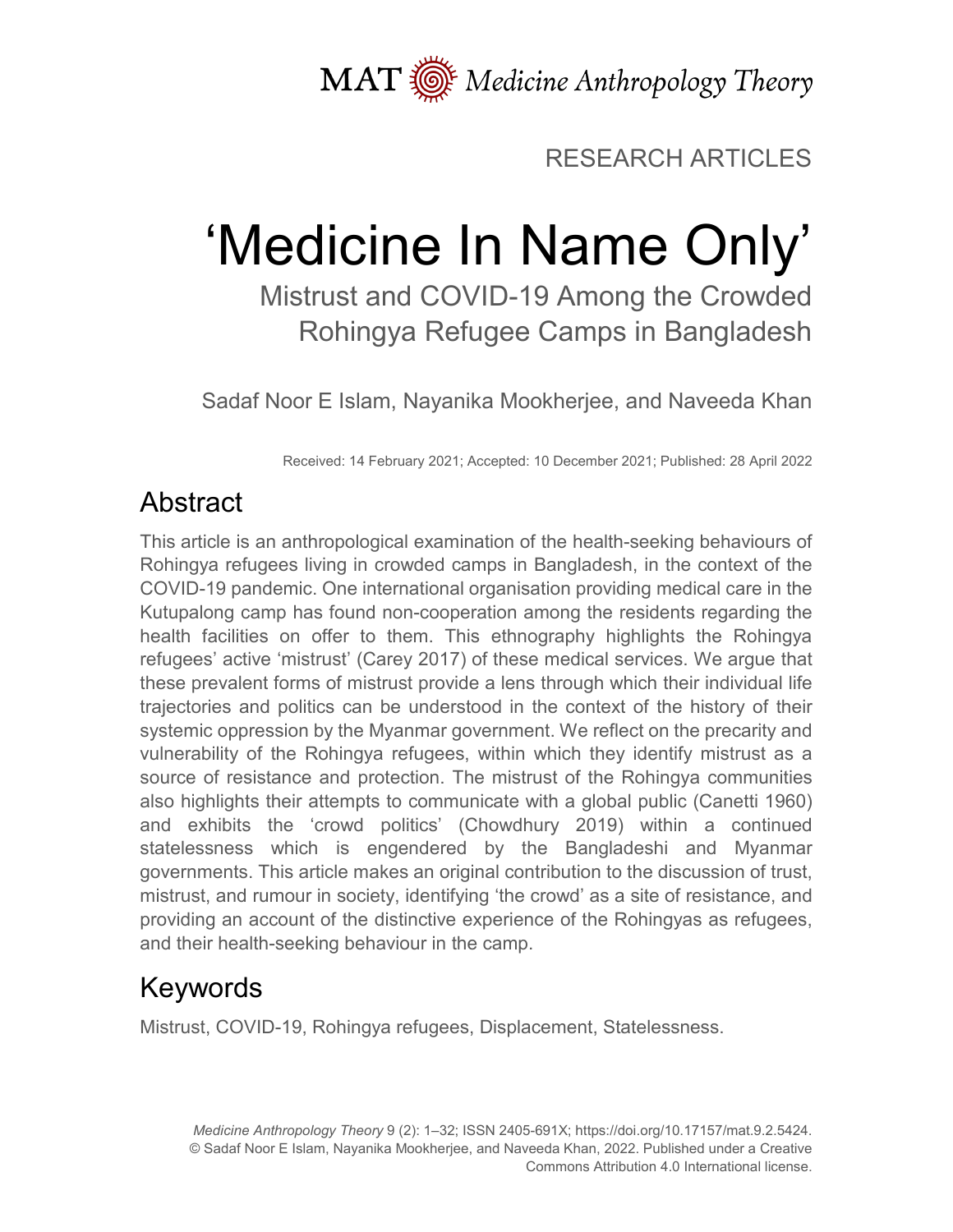MAT Medicine Anthropology Theory

RESEARCH ARTICLES

# 'Medicine In Name Only'

## Mistrust and COVID-19 Among the Crowded Rohingya Refugee Camps in Bangladesh

Sadaf Noor E Islam, Nayanika Mookherjee, and Naveeda Khan

Received: 14 February 2021; Accepted: 10 December 2021; Published: 28 April 2022

## Abstract

This article is an anthropological examination of the health-seeking behaviours of Rohingya refugees living in crowded camps in Bangladesh, in the context of the COVID-19 pandemic. One international organisation providing medical care in the Kutupalong camp has found non-cooperation among the residents regarding the health facilities on offer to them. This ethnography highlights the Rohingya refugees' active 'mistrust' (Carey 2017) of these medical services. We argue that these prevalent forms of mistrust provide a lens through which their individual life trajectories and politics can be understood in the context of the history of their systemic oppression by the Myanmar government. We reflect on the precarity and vulnerability of the Rohingya refugees, within which they identify mistrust as a source of resistance and protection. The mistrust of the Rohingya communities also highlights their attempts to communicate with a global public (Canetti 1960) and exhibits the 'crowd politics' (Chowdhury 2019) within a continued statelessness which is engendered by the Bangladeshi and Myanmar governments. This article makes an original contribution to the discussion of trust, mistrust, and rumour in society, identifying 'the crowd' as a site of resistance, and providing an account of the distinctive experience of the Rohingyas as refugees, and their health-seeking behaviour in the camp.

## Keywords

Mistrust, COVID-19, Rohingya refugees, Displacement, Statelessness.

*Medicine Anthropology Theory* 9 (2): 1–32; ISSN 2405-691X; https://doi.org/10.17157/mat.9.2.5424.
© Sadaf Noor E Islam, Nayanika Mookherjee, and Naveeda Khan, 2022. Published under a Creative Commons Attribution 4.0 International license.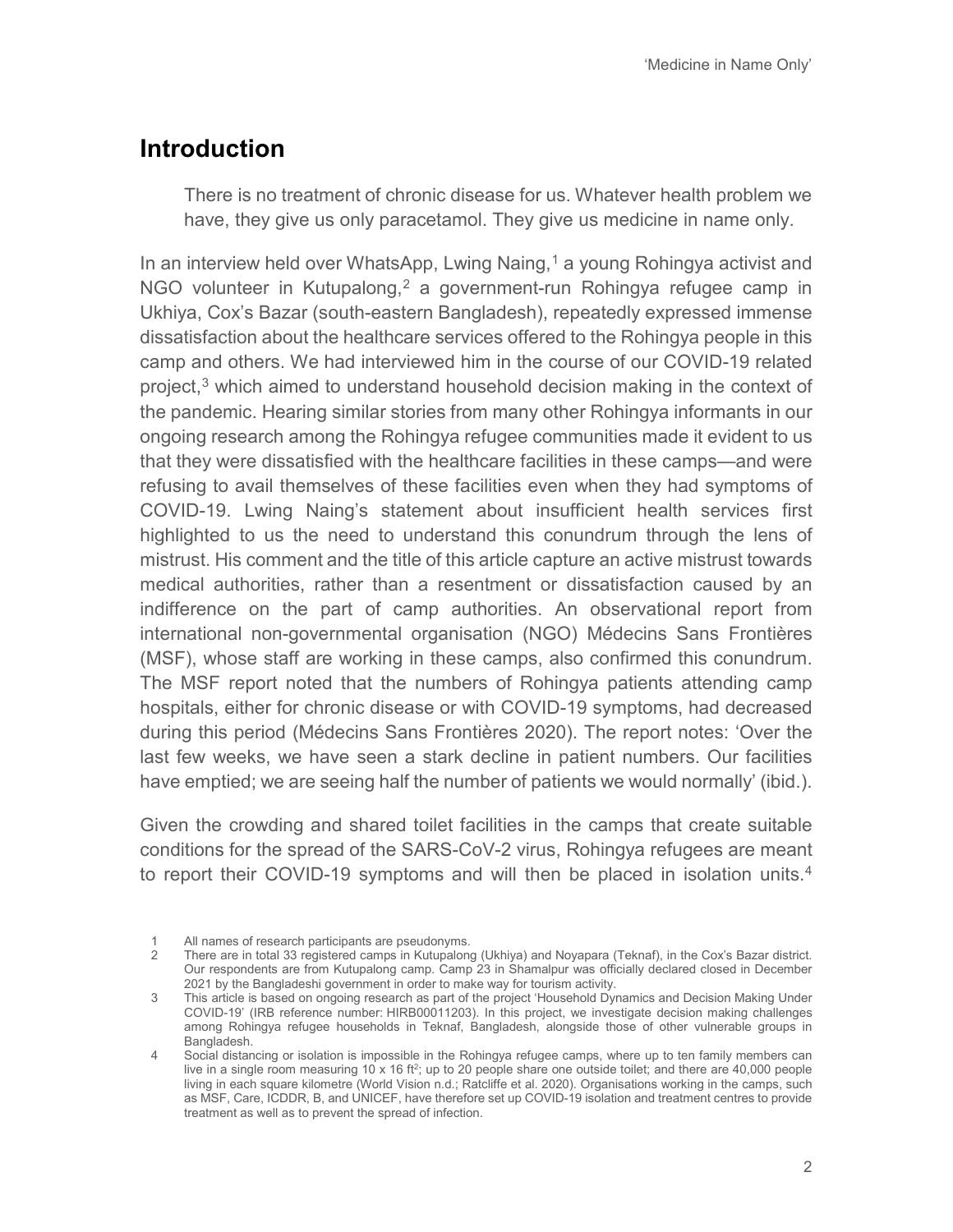## Introduction

> There is no treatment of chronic disease for us. Whatever health problem we have, they give us only paracetamol. They give us medicine in name only.

In an interview held over WhatsApp, Lwing Naing,[1] a young Rohingya activist and NGO volunteer in Kutupalong,[2] a government-run Rohingya refugee camp in Ukhiya, Cox's Bazar (south-eastern Bangladesh), repeatedly expressed immense dissatisfaction about the healthcare services offered to the Rohingya people in this camp and others. We had interviewed him in the course of our COVID-19 related project,[3] which aimed to understand household decision making in the context of the pandemic. Hearing similar stories from many other Rohingya informants in our ongoing research among the Rohingya refugee communities made it evident to us that they were dissatisfied with the healthcare facilities in these camps—and were refusing to avail themselves of these facilities even when they had symptoms of COVID-19. Lwing Naing's statement about insufficient health services first highlighted to us the need to understand this conundrum through the lens of mistrust. His comment and the title of this article capture an active mistrust towards medical authorities, rather than a resentment or dissatisfaction caused by an indifference on the part of camp authorities. An observational report from international non-governmental organisation (NGO) Médecins Sans Frontières (MSF), whose staff are working in these camps, also confirmed this conundrum. The MSF report noted that the numbers of Rohingya patients attending camp hospitals, either for chronic disease or with COVID-19 symptoms, had decreased during this period (Médecins Sans Frontières 2020). The report notes: 'Over the last few weeks, we have seen a stark decline in patient numbers. Our facilities have emptied; we are seeing half the number of patients we would normally' (ibid.).

Given the crowding and shared toilet facilities in the camps that create suitable conditions for the spread of the SARS-CoV-2 virus, Rohingya refugees are meant to report their COVID-19 symptoms and will then be placed in isolation units.[4]

---

1 All names of research participants are pseudonyms.

2 There are in total 33 registered camps in Kutupalong (Ukhiya) and Noyapara (Teknaf), in the Cox's Bazar district. Our respondents are from Kutupalong camp. Camp 23 in Shamalpur was officially declared closed in December 2021 by the Bangladeshi government in order to make way for tourism activity.

3 This article is based on ongoing research as part of the project 'Household Dynamics and Decision Making Under COVID-19' (IRB reference number: HIRB00011203). In this project, we investigate decision making challenges among Rohingya refugee households in Teknaf, Bangladesh, alongside those of other vulnerable groups in Bangladesh.

4 Social distancing or isolation is impossible in the Rohingya refugee camps, where up to ten family members can live in a single room measuring 10 x 16 ft$^2$; up to 20 people share one outside toilet; and there are 40,000 people living in each square kilometre (World Vision n.d.; Ratcliffe et al. 2020). Organisations working in the camps, such as MSF, Care, ICDDR, B, and UNICEF, have therefore set up COVID-19 isolation and treatment centres to provide treatment as well as to prevent the spread of infection.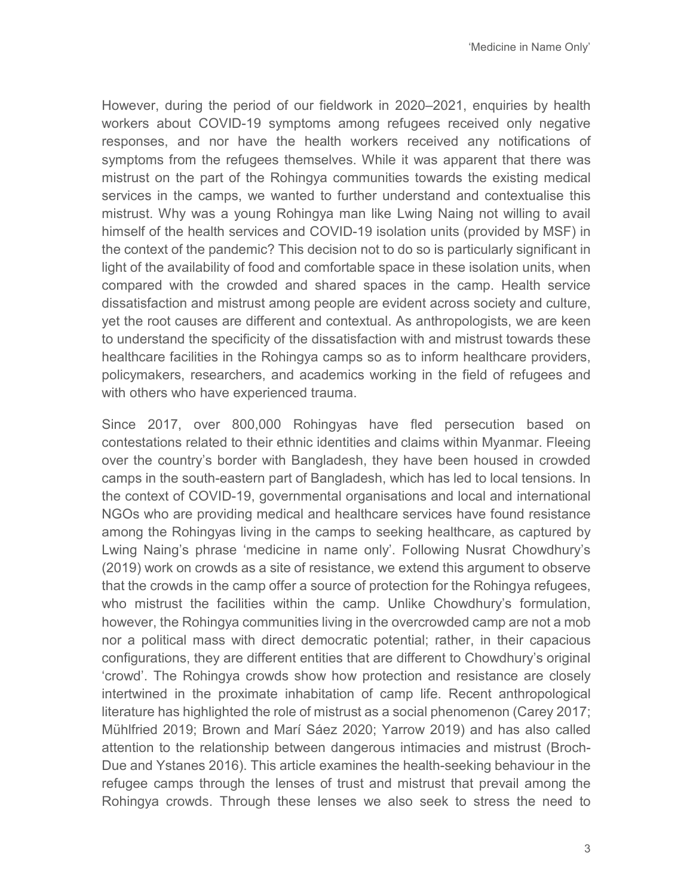However, during the period of our fieldwork in 2020–2021, enquiries by health workers about COVID-19 symptoms among refugees received only negative responses, and nor have the health workers received any notifications of symptoms from the refugees themselves. While it was apparent that there was mistrust on the part of the Rohingya communities towards the existing medical services in the camps, we wanted to further understand and contextualise this mistrust. Why was a young Rohingya man like Lwing Naing not willing to avail himself of the health services and COVID-19 isolation units (provided by MSF) in the context of the pandemic? This decision not to do so is particularly significant in light of the availability of food and comfortable space in these isolation units, when compared with the crowded and shared spaces in the camp. Health service dissatisfaction and mistrust among people are evident across society and culture, yet the root causes are different and contextual. As anthropologists, we are keen to understand the specificity of the dissatisfaction with and mistrust towards these healthcare facilities in the Rohingya camps so as to inform healthcare providers, policymakers, researchers, and academics working in the field of refugees and with others who have experienced trauma.

Since 2017, over 800,000 Rohingyas have fled persecution based on contestations related to their ethnic identities and claims within Myanmar. Fleeing over the country's border with Bangladesh, they have been housed in crowded camps in the south-eastern part of Bangladesh, which has led to local tensions. In the context of COVID-19, governmental organisations and local and international NGOs who are providing medical and healthcare services have found resistance among the Rohingyas living in the camps to seeking healthcare, as captured by Lwing Naing's phrase 'medicine in name only'. Following Nusrat Chowdhury's (2019) work on crowds as a site of resistance, we extend this argument to observe that the crowds in the camp offer a source of protection for the Rohingya refugees, who mistrust the facilities within the camp. Unlike Chowdhury's formulation, however, the Rohingya communities living in the overcrowded camp are not a mob nor a political mass with direct democratic potential; rather, in their capacious configurations, they are different entities that are different to Chowdhury's original 'crowd'. The Rohingya crowds show how protection and resistance are closely intertwined in the proximate inhabitation of camp life. Recent anthropological literature has highlighted the role of mistrust as a social phenomenon (Carey 2017; Mühlfried 2019; Brown and Marí Sáez 2020; Yarrow 2019) and has also called attention to the relationship between dangerous intimacies and mistrust (Broch-Due and Ystanes 2016). This article examines the health-seeking behaviour in the refugee camps through the lenses of trust and mistrust that prevail among the Rohingya crowds. Through these lenses we also seek to stress the need to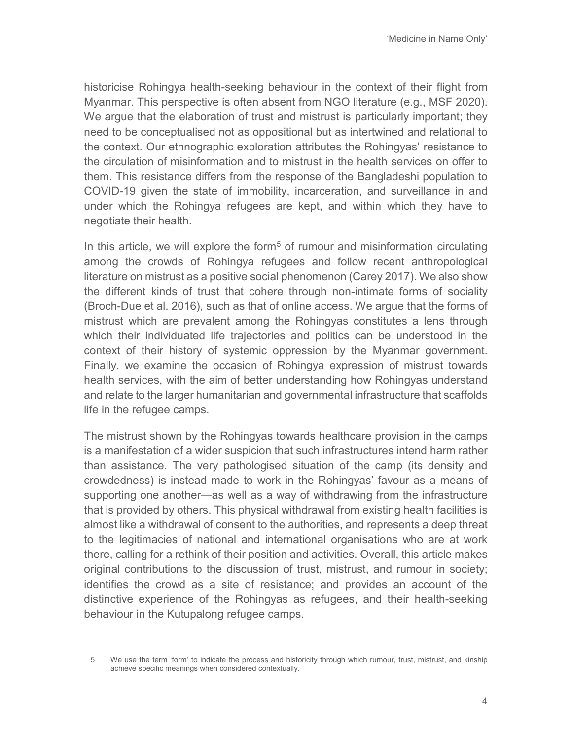historicise Rohingya health-seeking behaviour in the context of their flight from Myanmar. This perspective is often absent from NGO literature (e.g., MSF 2020). We argue that the elaboration of trust and mistrust is particularly important; they need to be conceptualised not as oppositional but as intertwined and relational to the context. Our ethnographic exploration attributes the Rohingyas' resistance to the circulation of misinformation and to mistrust in the health services on offer to them. This resistance differs from the response of the Bangladeshi population to COVID-19 given the state of immobility, incarceration, and surveillance in and under which the Rohingya refugees are kept, and within which they have to negotiate their health.

In this article, we will explore the form[5] of rumour and misinformation circulating among the crowds of Rohingya refugees and follow recent anthropological literature on mistrust as a positive social phenomenon (Carey 2017). We also show the different kinds of trust that cohere through non-intimate forms of sociality (Broch-Due et al. 2016), such as that of online access. We argue that the forms of mistrust which are prevalent among the Rohingyas constitutes a lens through which their individuated life trajectories and politics can be understood in the context of their history of systemic oppression by the Myanmar government. Finally, we examine the occasion of Rohingya expression of mistrust towards health services, with the aim of better understanding how Rohingyas understand and relate to the larger humanitarian and governmental infrastructure that scaffolds life in the refugee camps.

The mistrust shown by the Rohingyas towards healthcare provision in the camps is a manifestation of a wider suspicion that such infrastructures intend harm rather than assistance. The very pathologised situation of the camp (its density and crowdedness) is instead made to work in the Rohingyas' favour as a means of supporting one another—as well as a way of withdrawing from the infrastructure that is provided by others. This physical withdrawal from existing health facilities is almost like a withdrawal of consent to the authorities, and represents a deep threat to the legitimacies of national and international organisations who are at work there, calling for a rethink of their position and activities. Overall, this article makes original contributions to the discussion of trust, mistrust, and rumour in society; identifies the crowd as a site of resistance; and provides an account of the distinctive experience of the Rohingyas as refugees, and their health-seeking behaviour in the Kutupalong refugee camps.

5 We use the term 'form' to indicate the process and historicity through which rumour, trust, mistrust, and kinship achieve specific meanings when considered contextually.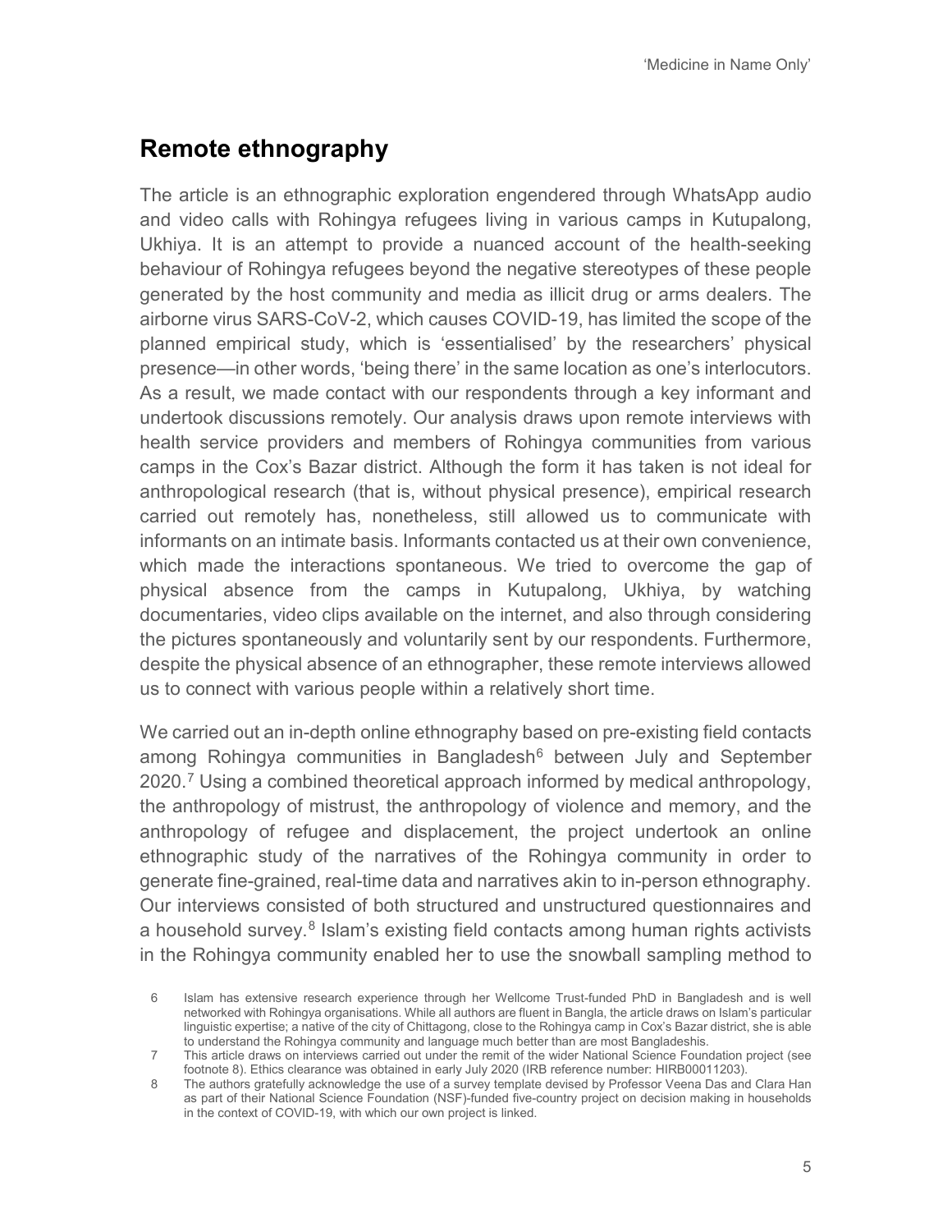## Remote ethnography

The article is an ethnographic exploration engendered through WhatsApp audio and video calls with Rohingya refugees living in various camps in Kutupalong, Ukhiya. It is an attempt to provide a nuanced account of the health-seeking behaviour of Rohingya refugees beyond the negative stereotypes of these people generated by the host community and media as illicit drug or arms dealers. The airborne virus SARS-CoV-2, which causes COVID-19, has limited the scope of the planned empirical study, which is 'essentialised' by the researchers' physical presence—in other words, 'being there' in the same location as one's interlocutors. As a result, we made contact with our respondents through a key informant and undertook discussions remotely. Our analysis draws upon remote interviews with health service providers and members of Rohingya communities from various camps in the Cox's Bazar district. Although the form it has taken is not ideal for anthropological research (that is, without physical presence), empirical research carried out remotely has, nonetheless, still allowed us to communicate with informants on an intimate basis. Informants contacted us at their own convenience, which made the interactions spontaneous. We tried to overcome the gap of physical absence from the camps in Kutupalong, Ukhiya, by watching documentaries, video clips available on the internet, and also through considering the pictures spontaneously and voluntarily sent by our respondents. Furthermore, despite the physical absence of an ethnographer, these remote interviews allowed us to connect with various people within a relatively short time.

We carried out an in-depth online ethnography based on pre-existing field contacts among Rohingya communities in Bangladesh[6] between July and September 2020.[7] Using a combined theoretical approach informed by medical anthropology, the anthropology of mistrust, the anthropology of violence and memory, and the anthropology of refugee and displacement, the project undertook an online ethnographic study of the narratives of the Rohingya community in order to generate fine-grained, real-time data and narratives akin to in-person ethnography. Our interviews consisted of both structured and unstructured questionnaires and a household survey.[8] Islam's existing field contacts among human rights activists in the Rohingya community enabled her to use the snowball sampling method to

6 Islam has extensive research experience through her Wellcome Trust-funded PhD in Bangladesh and is well networked with Rohingya organisations. While all authors are fluent in Bangla, the article draws on Islam's particular linguistic expertise; a native of the city of Chittagong, close to the Rohingya camp in Cox's Bazar district, she is able to understand the Rohingya community and language much better than are most Bangladeshis.

7 This article draws on interviews carried out under the remit of the wider National Science Foundation project (see footnote 8). Ethics clearance was obtained in early July 2020 (IRB reference number: HIRB00011203).

8 The authors gratefully acknowledge the use of a survey template devised by Professor Veena Das and Clara Han as part of their National Science Foundation (NSF)-funded five-country project on decision making in households in the context of COVID-19, with which our own project is linked.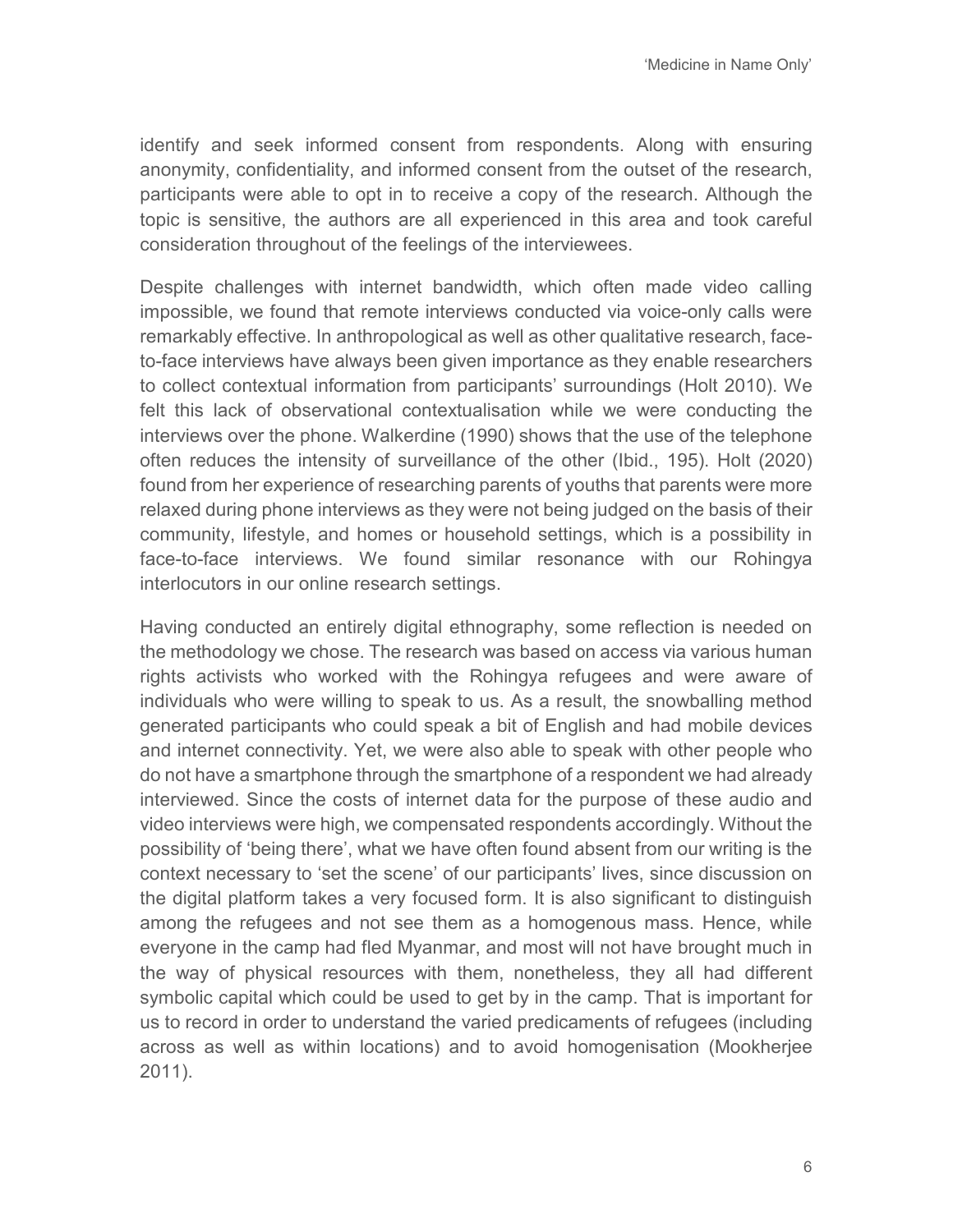identify and seek informed consent from respondents. Along with ensuring anonymity, confidentiality, and informed consent from the outset of the research, participants were able to opt in to receive a copy of the research. Although the topic is sensitive, the authors are all experienced in this area and took careful consideration throughout of the feelings of the interviewees.

Despite challenges with internet bandwidth, which often made video calling impossible, we found that remote interviews conducted via voice-only calls were remarkably effective. In anthropological as well as other qualitative research, face-to-face interviews have always been given importance as they enable researchers to collect contextual information from participants' surroundings (Holt 2010). We felt this lack of observational contextualisation while we were conducting the interviews over the phone. Walkerdine (1990) shows that the use of the telephone often reduces the intensity of surveillance of the other (Ibid., 195). Holt (2020) found from her experience of researching parents of youths that parents were more relaxed during phone interviews as they were not being judged on the basis of their community, lifestyle, and homes or household settings, which is a possibility in face-to-face interviews. We found similar resonance with our Rohingya interlocutors in our online research settings.

Having conducted an entirely digital ethnography, some reflection is needed on the methodology we chose. The research was based on access via various human rights activists who worked with the Rohingya refugees and were aware of individuals who were willing to speak to us. As a result, the snowballing method generated participants who could speak a bit of English and had mobile devices and internet connectivity. Yet, we were also able to speak with other people who do not have a smartphone through the smartphone of a respondent we had already interviewed. Since the costs of internet data for the purpose of these audio and video interviews were high, we compensated respondents accordingly. Without the possibility of 'being there', what we have often found absent from our writing is the context necessary to 'set the scene' of our participants' lives, since discussion on the digital platform takes a very focused form. It is also significant to distinguish among the refugees and not see them as a homogenous mass. Hence, while everyone in the camp had fled Myanmar, and most will not have brought much in the way of physical resources with them, nonetheless, they all had different symbolic capital which could be used to get by in the camp. That is important for us to record in order to understand the varied predicaments of refugees (including across as well as within locations) and to avoid homogenisation (Mookherjee 2011).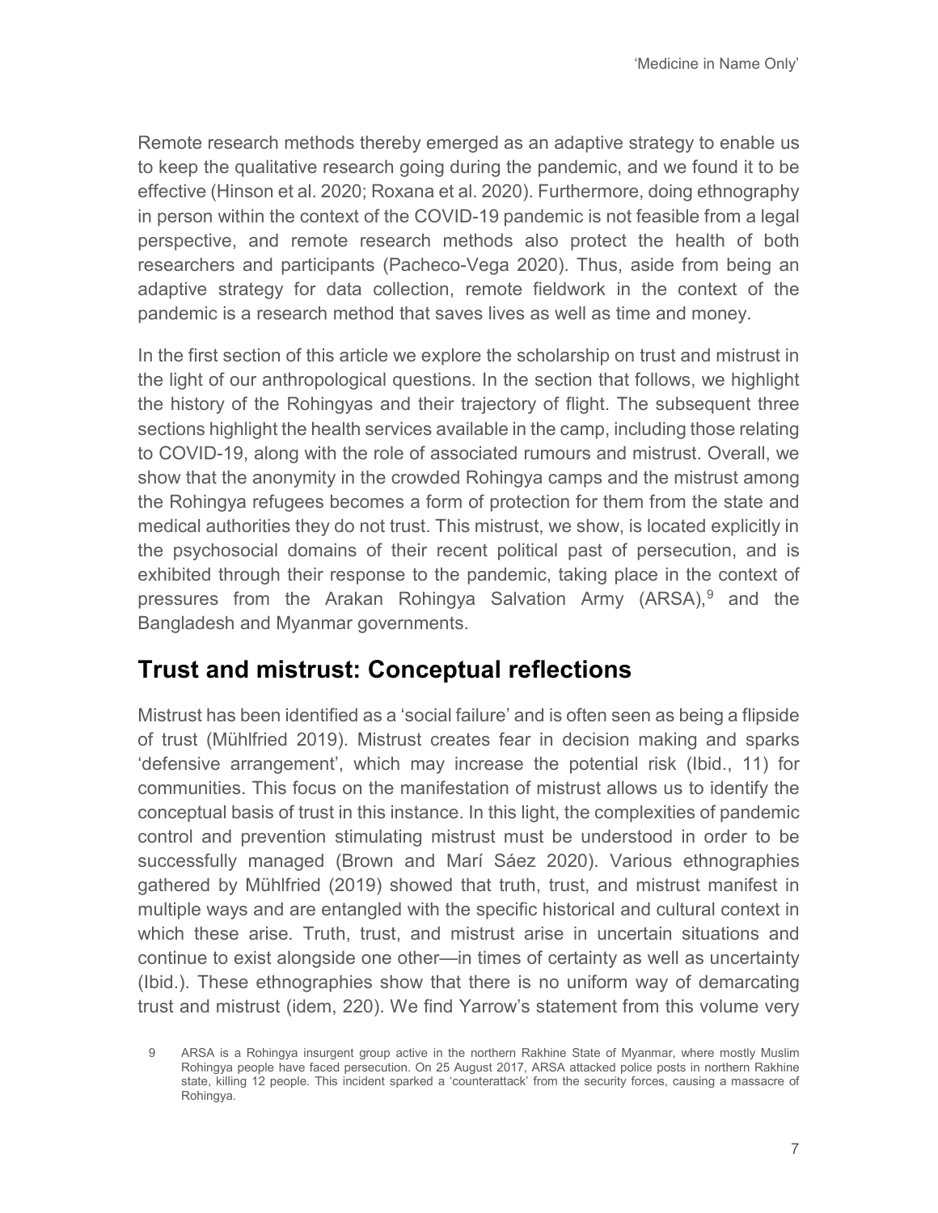Remote research methods thereby emerged as an adaptive strategy to enable us to keep the qualitative research going during the pandemic, and we found it to be effective (Hinson et al. 2020; Roxana et al. 2020). Furthermore, doing ethnography in person within the context of the COVID-19 pandemic is not feasible from a legal perspective, and remote research methods also protect the health of both researchers and participants (Pacheco-Vega 2020). Thus, aside from being an adaptive strategy for data collection, remote fieldwork in the context of the pandemic is a research method that saves lives as well as time and money.

In the first section of this article we explore the scholarship on trust and mistrust in the light of our anthropological questions. In the section that follows, we highlight the history of the Rohingyas and their trajectory of flight. The subsequent three sections highlight the health services available in the camp, including those relating to COVID-19, along with the role of associated rumours and mistrust. Overall, we show that the anonymity in the crowded Rohingya camps and the mistrust among the Rohingya refugees becomes a form of protection for them from the state and medical authorities they do not trust. This mistrust, we show, is located explicitly in the psychosocial domains of their recent political past of persecution, and is exhibited through their response to the pandemic, taking place in the context of pressures from the Arakan Rohingya Salvation Army (ARSA),[9] and the Bangladesh and Myanmar governments.

## Trust and mistrust: Conceptual reflections

Mistrust has been identified as a 'social failure' and is often seen as being a flipside of trust (Mühlfried 2019). Mistrust creates fear in decision making and sparks 'defensive arrangement', which may increase the potential risk (Ibid., 11) for communities. This focus on the manifestation of mistrust allows us to identify the conceptual basis of trust in this instance. In this light, the complexities of pandemic control and prevention stimulating mistrust must be understood in order to be successfully managed (Brown and Marí Sáez 2020). Various ethnographies gathered by Mühlfried (2019) showed that truth, trust, and mistrust manifest in multiple ways and are entangled with the specific historical and cultural context in which these arise. Truth, trust, and mistrust arise in uncertain situations and continue to exist alongside one other—in times of certainty as well as uncertainty (Ibid.). These ethnographies show that there is no uniform way of demarcating trust and mistrust (idem, 220). We find Yarrow's statement from this volume very

9 ARSA is a Rohingya insurgent group active in the northern Rakhine State of Myanmar, where mostly Muslim Rohingya people have faced persecution. On 25 August 2017, ARSA attacked police posts in northern Rakhine state, killing 12 people. This incident sparked a 'counterattack' from the security forces, causing a massacre of Rohingya.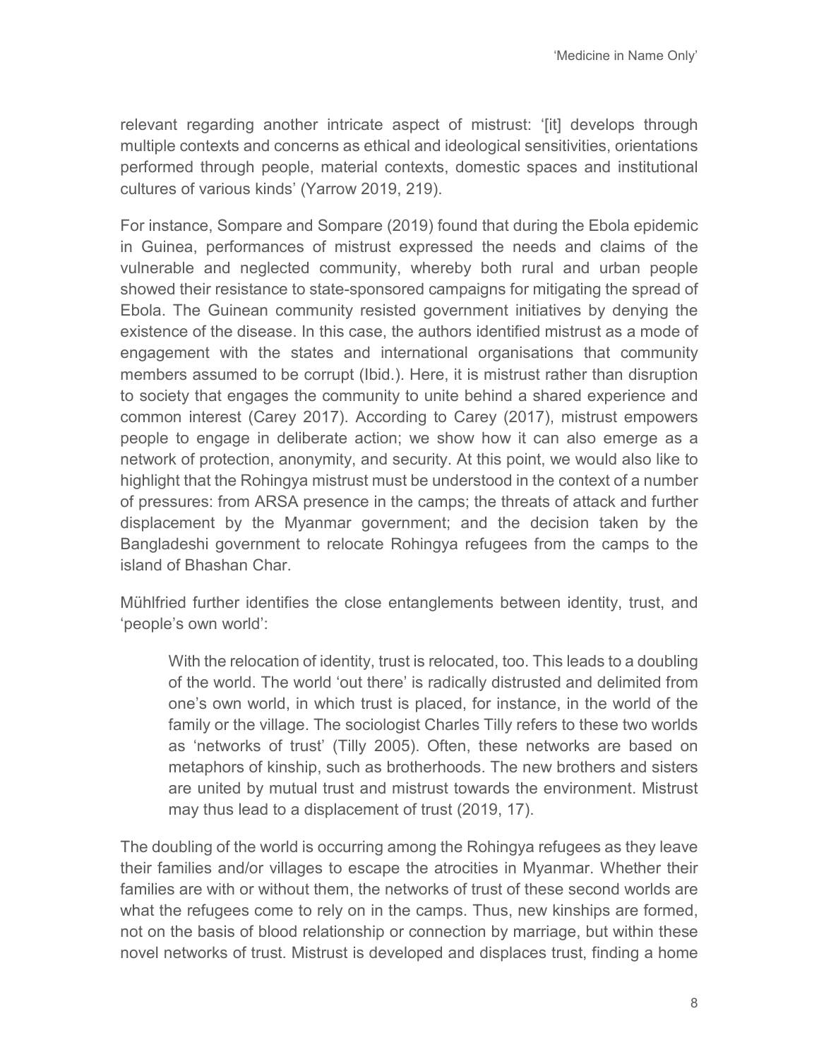relevant regarding another intricate aspect of mistrust: '[it] develops through multiple contexts and concerns as ethical and ideological sensitivities, orientations performed through people, material contexts, domestic spaces and institutional cultures of various kinds' (Yarrow 2019, 219).

For instance, Sompare and Sompare (2019) found that during the Ebola epidemic in Guinea, performances of mistrust expressed the needs and claims of the vulnerable and neglected community, whereby both rural and urban people showed their resistance to state-sponsored campaigns for mitigating the spread of Ebola. The Guinean community resisted government initiatives by denying the existence of the disease. In this case, the authors identified mistrust as a mode of engagement with the states and international organisations that community members assumed to be corrupt (Ibid.). Here, it is mistrust rather than disruption to society that engages the community to unite behind a shared experience and common interest (Carey 2017). According to Carey (2017), mistrust empowers people to engage in deliberate action; we show how it can also emerge as a network of protection, anonymity, and security. At this point, we would also like to highlight that the Rohingya mistrust must be understood in the context of a number of pressures: from ARSA presence in the camps; the threats of attack and further displacement by the Myanmar government; and the decision taken by the Bangladeshi government to relocate Rohingya refugees from the camps to the island of Bhashan Char.

Mühlfried further identifies the close entanglements between identity, trust, and 'people's own world':

> With the relocation of identity, trust is relocated, too. This leads to a doubling of the world. The world 'out there' is radically distrusted and delimited from one's own world, in which trust is placed, for instance, in the world of the family or the village. The sociologist Charles Tilly refers to these two worlds as 'networks of trust' (Tilly 2005). Often, these networks are based on metaphors of kinship, such as brotherhoods. The new brothers and sisters are united by mutual trust and mistrust towards the environment. Mistrust may thus lead to a displacement of trust (2019, 17).

The doubling of the world is occurring among the Rohingya refugees as they leave their families and/or villages to escape the atrocities in Myanmar. Whether their families are with or without them, the networks of trust of these second worlds are what the refugees come to rely on in the camps. Thus, new kinships are formed, not on the basis of blood relationship or connection by marriage, but within these novel networks of trust. Mistrust is developed and displaces trust, finding a home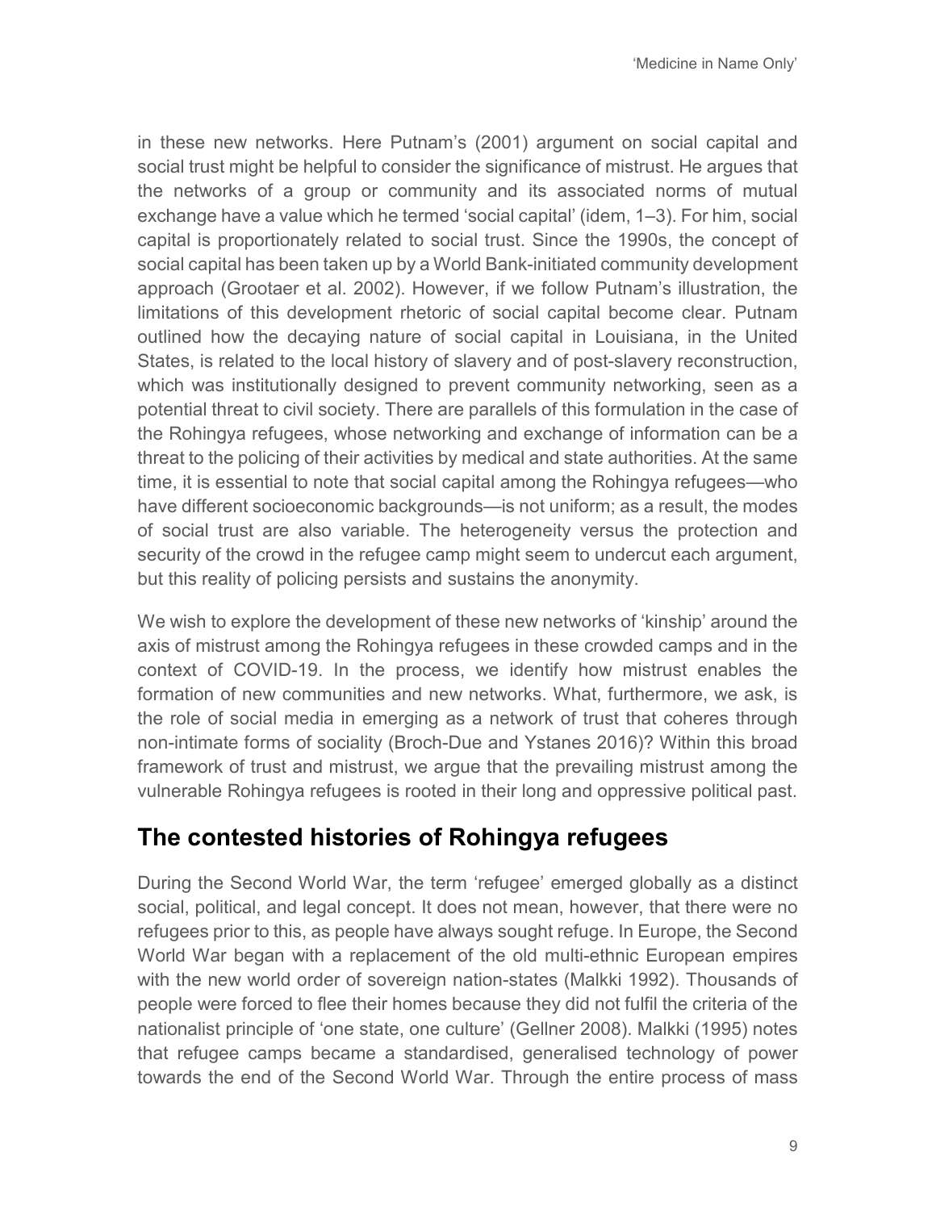in these new networks. Here Putnam's (2001) argument on social capital and social trust might be helpful to consider the significance of mistrust. He argues that the networks of a group or community and its associated norms of mutual exchange have a value which he termed 'social capital' (idem, 1–3). For him, social capital is proportionately related to social trust. Since the 1990s, the concept of social capital has been taken up by a World Bank-initiated community development approach (Grootaer et al. 2002). However, if we follow Putnam's illustration, the limitations of this development rhetoric of social capital become clear. Putnam outlined how the decaying nature of social capital in Louisiana, in the United States, is related to the local history of slavery and of post-slavery reconstruction, which was institutionally designed to prevent community networking, seen as a potential threat to civil society. There are parallels of this formulation in the case of the Rohingya refugees, whose networking and exchange of information can be a threat to the policing of their activities by medical and state authorities. At the same time, it is essential to note that social capital among the Rohingya refugees—who have different socioeconomic backgrounds—is not uniform; as a result, the modes of social trust are also variable. The heterogeneity versus the protection and security of the crowd in the refugee camp might seem to undercut each argument, but this reality of policing persists and sustains the anonymity.

We wish to explore the development of these new networks of 'kinship' around the axis of mistrust among the Rohingya refugees in these crowded camps and in the context of COVID-19. In the process, we identify how mistrust enables the formation of new communities and new networks. What, furthermore, we ask, is the role of social media in emerging as a network of trust that coheres through non-intimate forms of sociality (Broch-Due and Ystanes 2016)? Within this broad framework of trust and mistrust, we argue that the prevailing mistrust among the vulnerable Rohingya refugees is rooted in their long and oppressive political past.

## The contested histories of Rohingya refugees

During the Second World War, the term 'refugee' emerged globally as a distinct social, political, and legal concept. It does not mean, however, that there were no refugees prior to this, as people have always sought refuge. In Europe, the Second World War began with a replacement of the old multi-ethnic European empires with the new world order of sovereign nation-states (Malkki 1992). Thousands of people were forced to flee their homes because they did not fulfil the criteria of the nationalist principle of 'one state, one culture' (Gellner 2008). Malkki (1995) notes that refugee camps became a standardised, generalised technology of power towards the end of the Second World War. Through the entire process of mass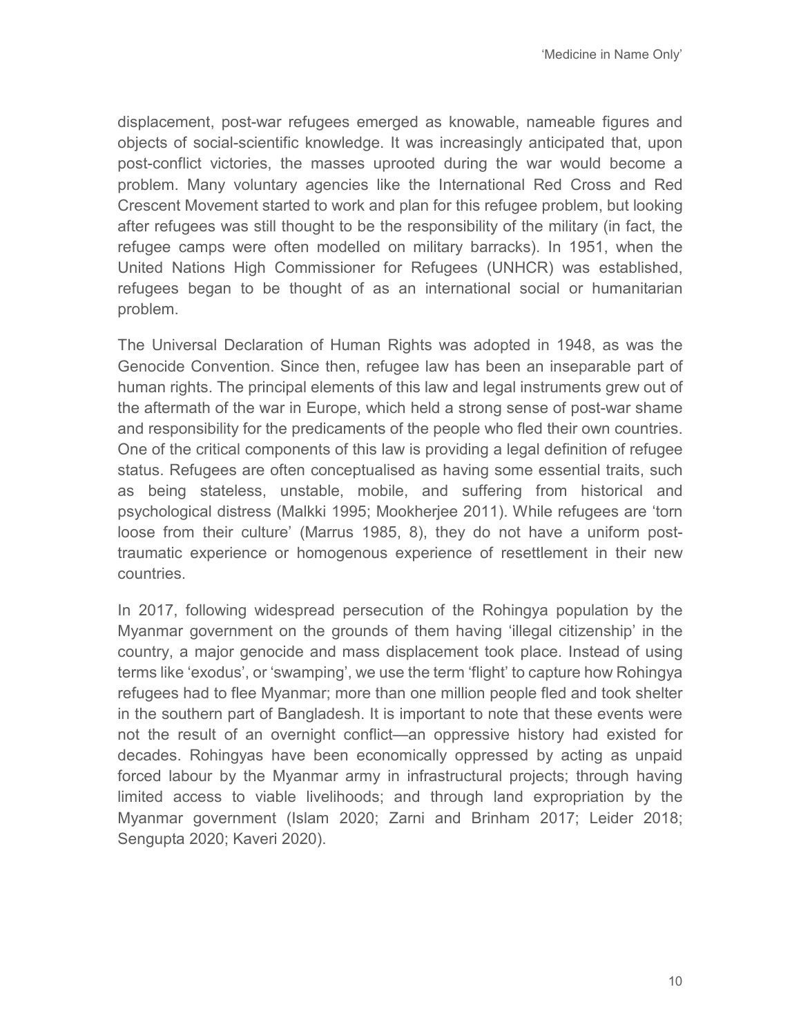displacement, post-war refugees emerged as knowable, nameable figures and objects of social-scientific knowledge. It was increasingly anticipated that, upon post-conflict victories, the masses uprooted during the war would become a problem. Many voluntary agencies like the International Red Cross and Red Crescent Movement started to work and plan for this refugee problem, but looking after refugees was still thought to be the responsibility of the military (in fact, the refugee camps were often modelled on military barracks). In 1951, when the United Nations High Commissioner for Refugees (UNHCR) was established, refugees began to be thought of as an international social or humanitarian problem.

The Universal Declaration of Human Rights was adopted in 1948, as was the Genocide Convention. Since then, refugee law has been an inseparable part of human rights. The principal elements of this law and legal instruments grew out of the aftermath of the war in Europe, which held a strong sense of post-war shame and responsibility for the predicaments of the people who fled their own countries. One of the critical components of this law is providing a legal definition of refugee status. Refugees are often conceptualised as having some essential traits, such as being stateless, unstable, mobile, and suffering from historical and psychological distress (Malkki 1995; Mookherjee 2011). While refugees are 'torn loose from their culture' (Marrus 1985, 8), they do not have a uniform post-traumatic experience or homogenous experience of resettlement in their new countries.

In 2017, following widespread persecution of the Rohingya population by the Myanmar government on the grounds of them having 'illegal citizenship' in the country, a major genocide and mass displacement took place. Instead of using terms like 'exodus', or 'swamping', we use the term 'flight' to capture how Rohingya refugees had to flee Myanmar; more than one million people fled and took shelter in the southern part of Bangladesh. It is important to note that these events were not the result of an overnight conflict—an oppressive history had existed for decades. Rohingyas have been economically oppressed by acting as unpaid forced labour by the Myanmar army in infrastructural projects; through having limited access to viable livelihoods; and through land expropriation by the Myanmar government (Islam 2020; Zarni and Brinham 2017; Leider 2018; Sengupta 2020; Kaveri 2020).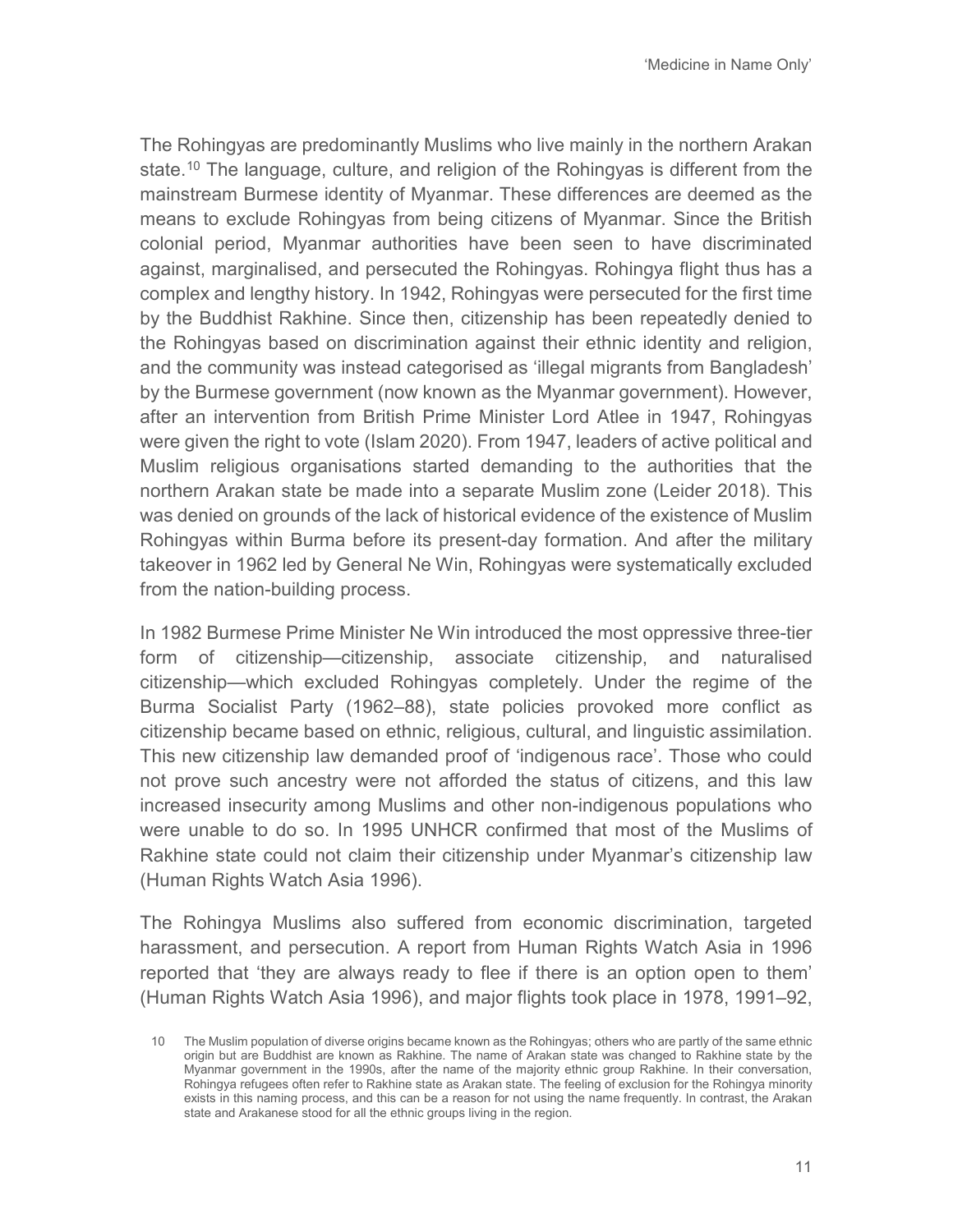The Rohingyas are predominantly Muslims who live mainly in the northern Arakan state.[10] The language, culture, and religion of the Rohingyas is different from the mainstream Burmese identity of Myanmar. These differences are deemed as the means to exclude Rohingyas from being citizens of Myanmar. Since the British colonial period, Myanmar authorities have been seen to have discriminated against, marginalised, and persecuted the Rohingyas. Rohingya flight thus has a complex and lengthy history. In 1942, Rohingyas were persecuted for the first time by the Buddhist Rakhine. Since then, citizenship has been repeatedly denied to the Rohingyas based on discrimination against their ethnic identity and religion, and the community was instead categorised as 'illegal migrants from Bangladesh' by the Burmese government (now known as the Myanmar government). However, after an intervention from British Prime Minister Lord Atlee in 1947, Rohingyas were given the right to vote (Islam 2020). From 1947, leaders of active political and Muslim religious organisations started demanding to the authorities that the northern Arakan state be made into a separate Muslim zone (Leider 2018). This was denied on grounds of the lack of historical evidence of the existence of Muslim Rohingyas within Burma before its present-day formation. And after the military takeover in 1962 led by General Ne Win, Rohingyas were systematically excluded from the nation-building process.

In 1982 Burmese Prime Minister Ne Win introduced the most oppressive three-tier form of citizenship—citizenship, associate citizenship, and naturalised citizenship—which excluded Rohingyas completely. Under the regime of the Burma Socialist Party (1962–88), state policies provoked more conflict as citizenship became based on ethnic, religious, cultural, and linguistic assimilation. This new citizenship law demanded proof of 'indigenous race'. Those who could not prove such ancestry were not afforded the status of citizens, and this law increased insecurity among Muslims and other non-indigenous populations who were unable to do so. In 1995 UNHCR confirmed that most of the Muslims of Rakhine state could not claim their citizenship under Myanmar's citizenship law (Human Rights Watch Asia 1996).

The Rohingya Muslims also suffered from economic discrimination, targeted harassment, and persecution. A report from Human Rights Watch Asia in 1996 reported that 'they are always ready to flee if there is an option open to them' (Human Rights Watch Asia 1996), and major flights took place in 1978, 1991–92,

10 The Muslim population of diverse origins became known as the Rohingyas; others who are partly of the same ethnic origin but are Buddhist are known as Rakhine. The name of Arakan state was changed to Rakhine state by the Myanmar government in the 1990s, after the name of the majority ethnic group Rakhine. In their conversation, Rohingya refugees often refer to Rakhine state as Arakan state. The feeling of exclusion for the Rohingya minority exists in this naming process, and this can be a reason for not using the name frequently. In contrast, the Arakan state and Arakanese stood for all the ethnic groups living in the region.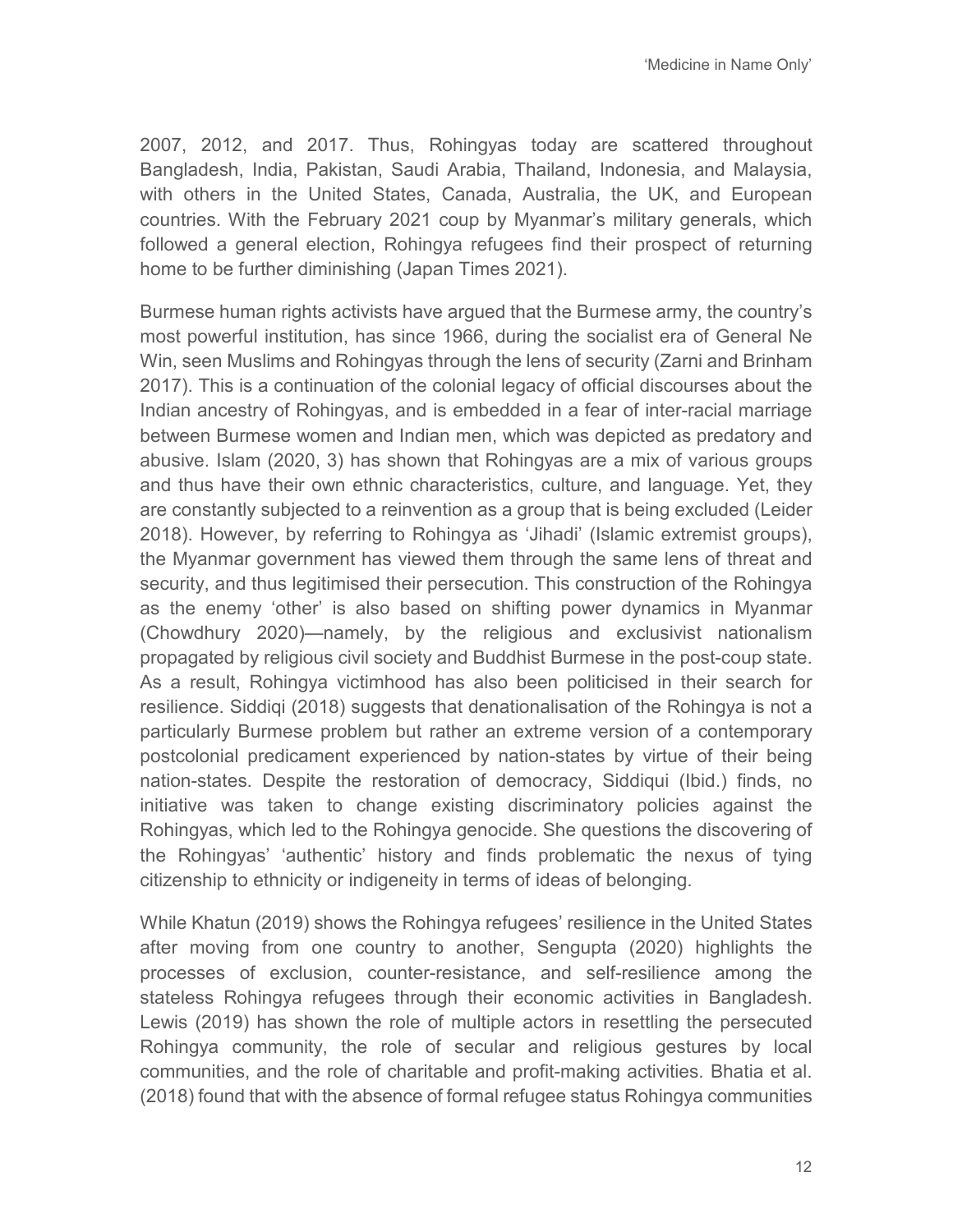2007, 2012, and 2017. Thus, Rohingyas today are scattered throughout Bangladesh, India, Pakistan, Saudi Arabia, Thailand, Indonesia, and Malaysia, with others in the United States, Canada, Australia, the UK, and European countries. With the February 2021 coup by Myanmar's military generals, which followed a general election, Rohingya refugees find their prospect of returning home to be further diminishing (Japan Times 2021).

Burmese human rights activists have argued that the Burmese army, the country's most powerful institution, has since 1966, during the socialist era of General Ne Win, seen Muslims and Rohingyas through the lens of security (Zarni and Brinham 2017). This is a continuation of the colonial legacy of official discourses about the Indian ancestry of Rohingyas, and is embedded in a fear of inter-racial marriage between Burmese women and Indian men, which was depicted as predatory and abusive. Islam (2020, 3) has shown that Rohingyas are a mix of various groups and thus have their own ethnic characteristics, culture, and language. Yet, they are constantly subjected to a reinvention as a group that is being excluded (Leider 2018). However, by referring to Rohingya as 'Jihadi' (Islamic extremist groups), the Myanmar government has viewed them through the same lens of threat and security, and thus legitimised their persecution. This construction of the Rohingya as the enemy 'other' is also based on shifting power dynamics in Myanmar (Chowdhury 2020)—namely, by the religious and exclusivist nationalism propagated by religious civil society and Buddhist Burmese in the post-coup state. As a result, Rohingya victimhood has also been politicised in their search for resilience. Siddiqi (2018) suggests that denationalisation of the Rohingya is not a particularly Burmese problem but rather an extreme version of a contemporary postcolonial predicament experienced by nation-states by virtue of their being nation-states. Despite the restoration of democracy, Siddiqui (Ibid.) finds, no initiative was taken to change existing discriminatory policies against the Rohingyas, which led to the Rohingya genocide. She questions the discovering of the Rohingyas' 'authentic' history and finds problematic the nexus of tying citizenship to ethnicity or indigeneity in terms of ideas of belonging.

While Khatun (2019) shows the Rohingya refugees' resilience in the United States after moving from one country to another, Sengupta (2020) highlights the processes of exclusion, counter-resistance, and self-resilience among the stateless Rohingya refugees through their economic activities in Bangladesh. Lewis (2019) has shown the role of multiple actors in resettling the persecuted Rohingya community, the role of secular and religious gestures by local communities, and the role of charitable and profit-making activities. Bhatia et al. (2018) found that with the absence of formal refugee status Rohingya communities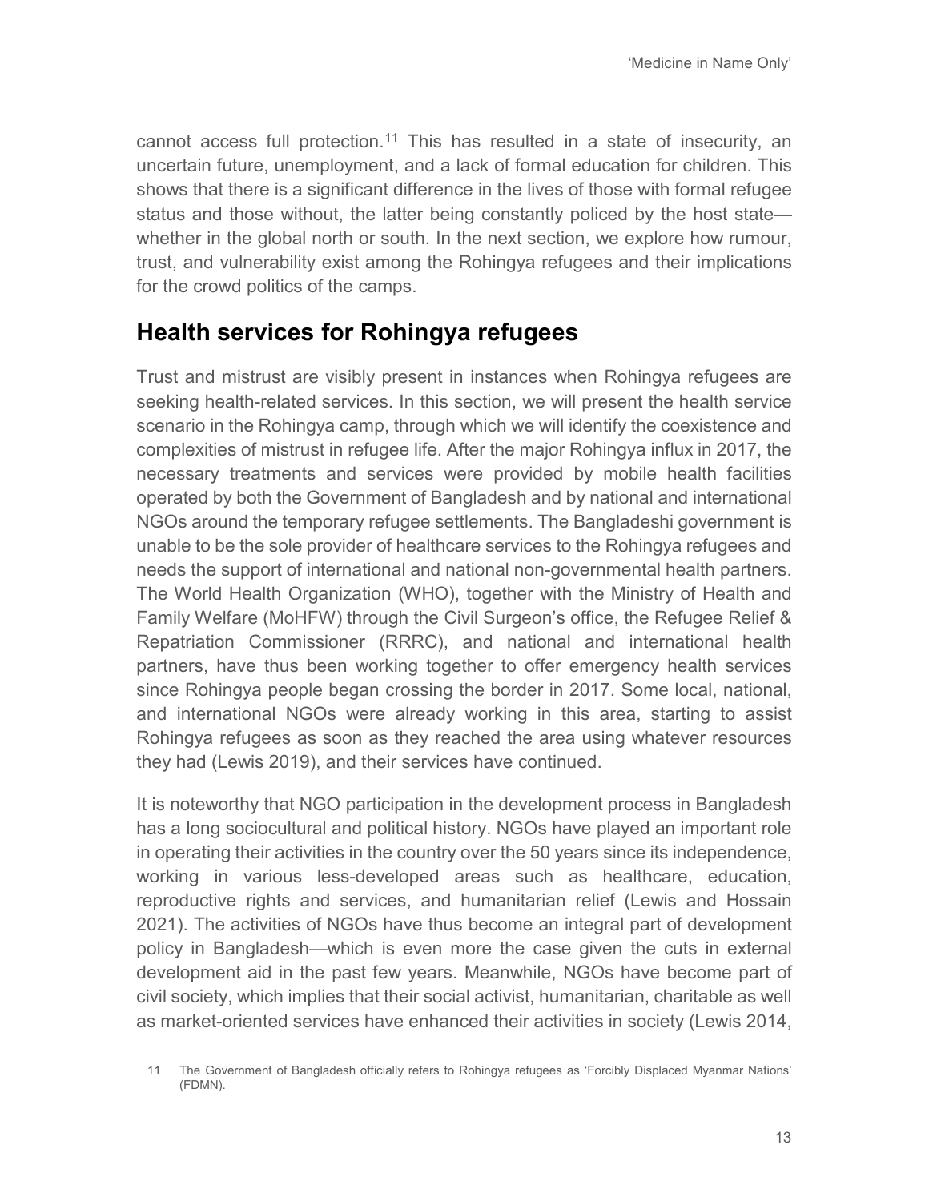cannot access full protection.[11] This has resulted in a state of insecurity, an uncertain future, unemployment, and a lack of formal education for children. This shows that there is a significant difference in the lives of those with formal refugee status and those without, the latter being constantly policed by the host state—whether in the global north or south. In the next section, we explore how rumour, trust, and vulnerability exist among the Rohingya refugees and their implications for the crowd politics of the camps.

## Health services for Rohingya refugees

Trust and mistrust are visibly present in instances when Rohingya refugees are seeking health-related services. In this section, we will present the health service scenario in the Rohingya camp, through which we will identify the coexistence and complexities of mistrust in refugee life. After the major Rohingya influx in 2017, the necessary treatments and services were provided by mobile health facilities operated by both the Government of Bangladesh and by national and international NGOs around the temporary refugee settlements. The Bangladeshi government is unable to be the sole provider of healthcare services to the Rohingya refugees and needs the support of international and national non-governmental health partners. The World Health Organization (WHO), together with the Ministry of Health and Family Welfare (MoHFW) through the Civil Surgeon's office, the Refugee Relief & Repatriation Commissioner (RRRC), and national and international health partners, have thus been working together to offer emergency health services since Rohingya people began crossing the border in 2017. Some local, national, and international NGOs were already working in this area, starting to assist Rohingya refugees as soon as they reached the area using whatever resources they had (Lewis 2019), and their services have continued.

It is noteworthy that NGO participation in the development process in Bangladesh has a long sociocultural and political history. NGOs have played an important role in operating their activities in the country over the 50 years since its independence, working in various less-developed areas such as healthcare, education, reproductive rights and services, and humanitarian relief (Lewis and Hossain 2021). The activities of NGOs have thus become an integral part of development policy in Bangladesh—which is even more the case given the cuts in external development aid in the past few years. Meanwhile, NGOs have become part of civil society, which implies that their social activist, humanitarian, charitable as well as market-oriented services have enhanced their activities in society (Lewis 2014,

11 The Government of Bangladesh officially refers to Rohingya refugees as 'Forcibly Displaced Myanmar Nations' (FDMN).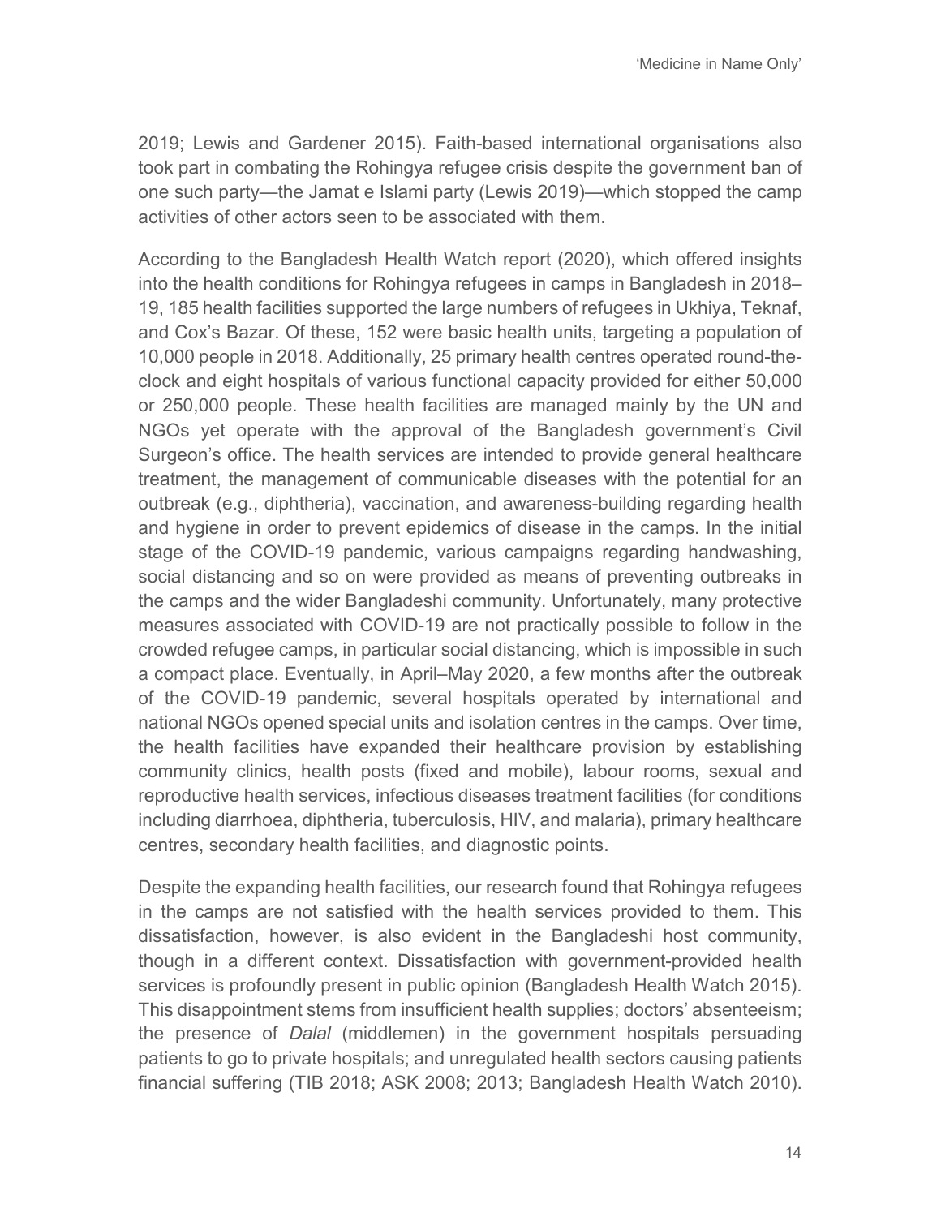2019; Lewis and Gardener 2015). Faith-based international organisations also took part in combating the Rohingya refugee crisis despite the government ban of one such party—the Jamat e Islami party (Lewis 2019)—which stopped the camp activities of other actors seen to be associated with them.

According to the Bangladesh Health Watch report (2020), which offered insights into the health conditions for Rohingya refugees in camps in Bangladesh in 2018–19, 185 health facilities supported the large numbers of refugees in Ukhiya, Teknaf, and Cox's Bazar. Of these, 152 were basic health units, targeting a population of 10,000 people in 2018. Additionally, 25 primary health centres operated round-the-clock and eight hospitals of various functional capacity provided for either 50,000 or 250,000 people. These health facilities are managed mainly by the UN and NGOs yet operate with the approval of the Bangladesh government's Civil Surgeon's office. The health services are intended to provide general healthcare treatment, the management of communicable diseases with the potential for an outbreak (e.g., diphtheria), vaccination, and awareness-building regarding health and hygiene in order to prevent epidemics of disease in the camps. In the initial stage of the COVID-19 pandemic, various campaigns regarding handwashing, social distancing and so on were provided as means of preventing outbreaks in the camps and the wider Bangladeshi community. Unfortunately, many protective measures associated with COVID-19 are not practically possible to follow in the crowded refugee camps, in particular social distancing, which is impossible in such a compact place. Eventually, in April–May 2020, a few months after the outbreak of the COVID-19 pandemic, several hospitals operated by international and national NGOs opened special units and isolation centres in the camps. Over time, the health facilities have expanded their healthcare provision by establishing community clinics, health posts (fixed and mobile), labour rooms, sexual and reproductive health services, infectious diseases treatment facilities (for conditions including diarrhoea, diphtheria, tuberculosis, HIV, and malaria), primary healthcare centres, secondary health facilities, and diagnostic points.

Despite the expanding health facilities, our research found that Rohingya refugees in the camps are not satisfied with the health services provided to them. This dissatisfaction, however, is also evident in the Bangladeshi host community, though in a different context. Dissatisfaction with government-provided health services is profoundly present in public opinion (Bangladesh Health Watch 2015). This disappointment stems from insufficient health supplies; doctors' absenteeism; the presence of *Dalal* (middlemen) in the government hospitals persuading patients to go to private hospitals; and unregulated health sectors causing patients financial suffering (TIB 2018; ASK 2008; 2013; Bangladesh Health Watch 2010).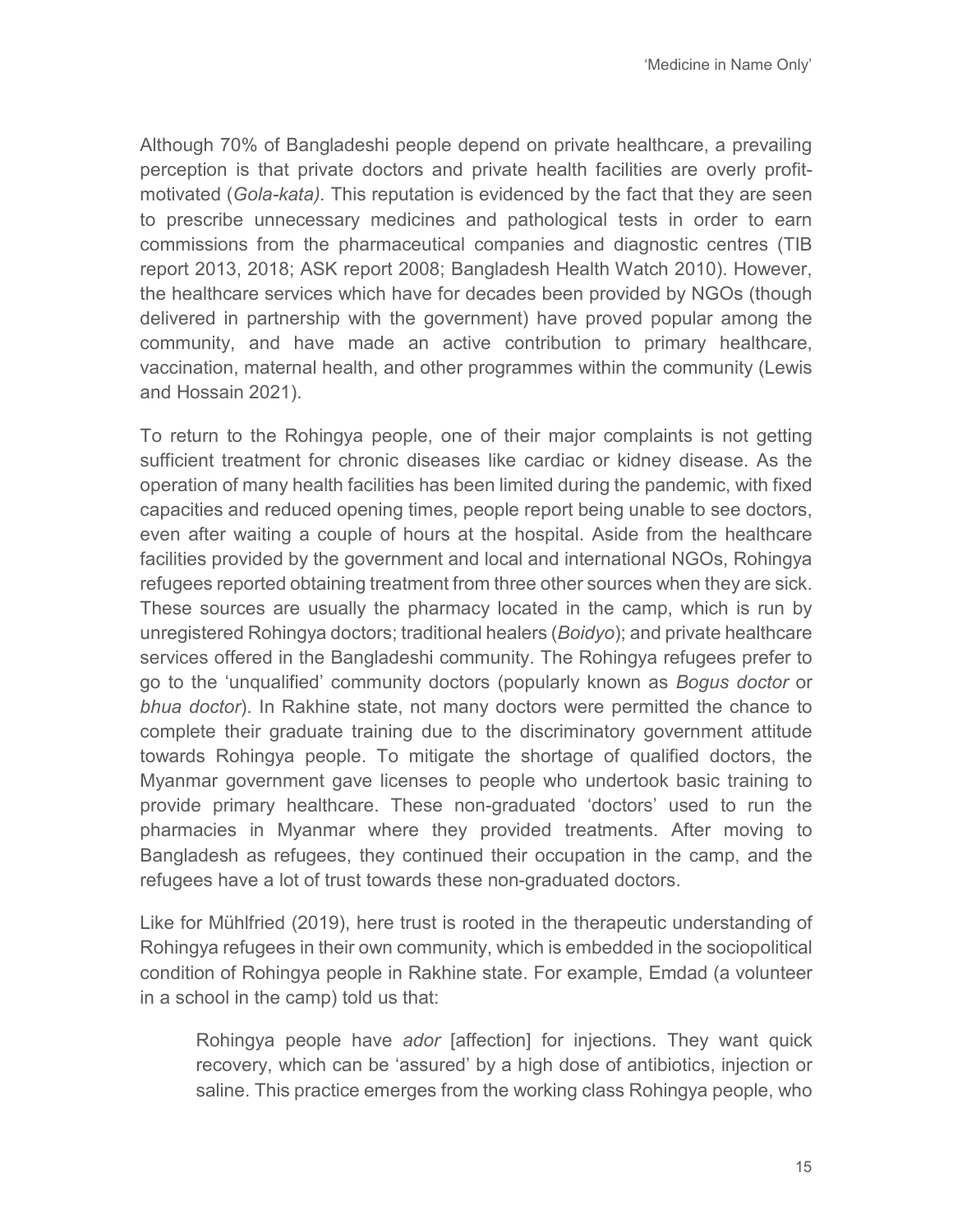Although 70% of Bangladeshi people depend on private healthcare, a prevailing perception is that private doctors and private health facilities are overly profit-motivated (*Gola-kata).* This reputation is evidenced by the fact that they are seen to prescribe unnecessary medicines and pathological tests in order to earn commissions from the pharmaceutical companies and diagnostic centres (TIB report 2013, 2018; ASK report 2008; Bangladesh Health Watch 2010). However, the healthcare services which have for decades been provided by NGOs (though delivered in partnership with the government) have proved popular among the community, and have made an active contribution to primary healthcare, vaccination, maternal health, and other programmes within the community (Lewis and Hossain 2021).

To return to the Rohingya people, one of their major complaints is not getting sufficient treatment for chronic diseases like cardiac or kidney disease. As the operation of many health facilities has been limited during the pandemic, with fixed capacities and reduced opening times, people report being unable to see doctors, even after waiting a couple of hours at the hospital. Aside from the healthcare facilities provided by the government and local and international NGOs, Rohingya refugees reported obtaining treatment from three other sources when they are sick. These sources are usually the pharmacy located in the camp, which is run by unregistered Rohingya doctors; traditional healers (*Boidyo*); and private healthcare services offered in the Bangladeshi community. The Rohingya refugees prefer to go to the 'unqualified' community doctors (popularly known as *Bogus doctor* or *bhua doctor*). In Rakhine state, not many doctors were permitted the chance to complete their graduate training due to the discriminatory government attitude towards Rohingya people. To mitigate the shortage of qualified doctors, the Myanmar government gave licenses to people who undertook basic training to provide primary healthcare. These non-graduated 'doctors' used to run the pharmacies in Myanmar where they provided treatments. After moving to Bangladesh as refugees, they continued their occupation in the camp, and the refugees have a lot of trust towards these non-graduated doctors.

Like for Mühlfried (2019), here trust is rooted in the therapeutic understanding of Rohingya refugees in their own community, which is embedded in the sociopolitical condition of Rohingya people in Rakhine state. For example, Emdad (a volunteer in a school in the camp) told us that:

> Rohingya people have *ador* [affection] for injections. They want quick recovery, which can be 'assured' by a high dose of antibiotics, injection or saline. This practice emerges from the working class Rohingya people, who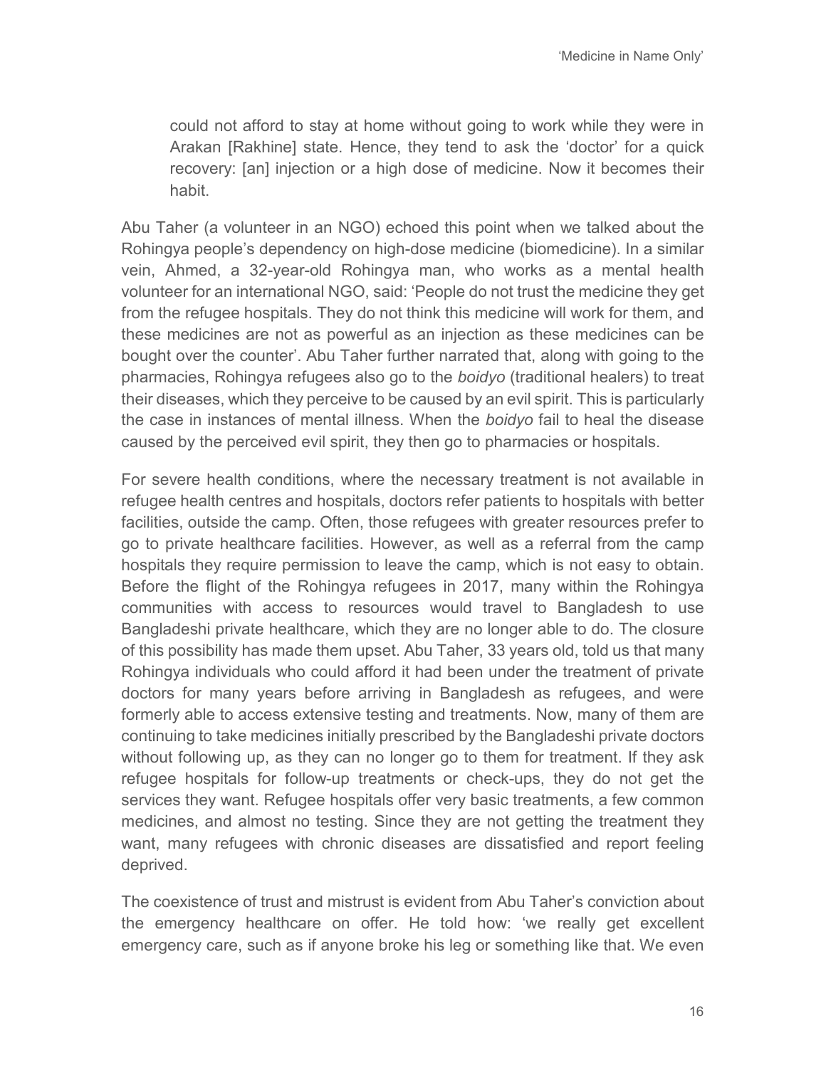> could not afford to stay at home without going to work while they were in Arakan [Rakhine] state. Hence, they tend to ask the 'doctor' for a quick recovery: [an] injection or a high dose of medicine. Now it becomes their habit.

Abu Taher (a volunteer in an NGO) echoed this point when we talked about the Rohingya people's dependency on high-dose medicine (biomedicine). In a similar vein, Ahmed, a 32-year-old Rohingya man, who works as a mental health volunteer for an international NGO, said: 'People do not trust the medicine they get from the refugee hospitals. They do not think this medicine will work for them, and these medicines are not as powerful as an injection as these medicines can be bought over the counter'. Abu Taher further narrated that, along with going to the pharmacies, Rohingya refugees also go to the *boidyo* (traditional healers) to treat their diseases, which they perceive to be caused by an evil spirit. This is particularly the case in instances of mental illness. When the *boidyo* fail to heal the disease caused by the perceived evil spirit, they then go to pharmacies or hospitals.

For severe health conditions, where the necessary treatment is not available in refugee health centres and hospitals, doctors refer patients to hospitals with better facilities, outside the camp. Often, those refugees with greater resources prefer to go to private healthcare facilities. However, as well as a referral from the camp hospitals they require permission to leave the camp, which is not easy to obtain. Before the flight of the Rohingya refugees in 2017, many within the Rohingya communities with access to resources would travel to Bangladesh to use Bangladeshi private healthcare, which they are no longer able to do. The closure of this possibility has made them upset. Abu Taher, 33 years old, told us that many Rohingya individuals who could afford it had been under the treatment of private doctors for many years before arriving in Bangladesh as refugees, and were formerly able to access extensive testing and treatments. Now, many of them are continuing to take medicines initially prescribed by the Bangladeshi private doctors without following up, as they can no longer go to them for treatment. If they ask refugee hospitals for follow-up treatments or check-ups, they do not get the services they want. Refugee hospitals offer very basic treatments, a few common medicines, and almost no testing. Since they are not getting the treatment they want, many refugees with chronic diseases are dissatisfied and report feeling deprived.

The coexistence of trust and mistrust is evident from Abu Taher's conviction about the emergency healthcare on offer. He told how: 'we really get excellent emergency care, such as if anyone broke his leg or something like that. We even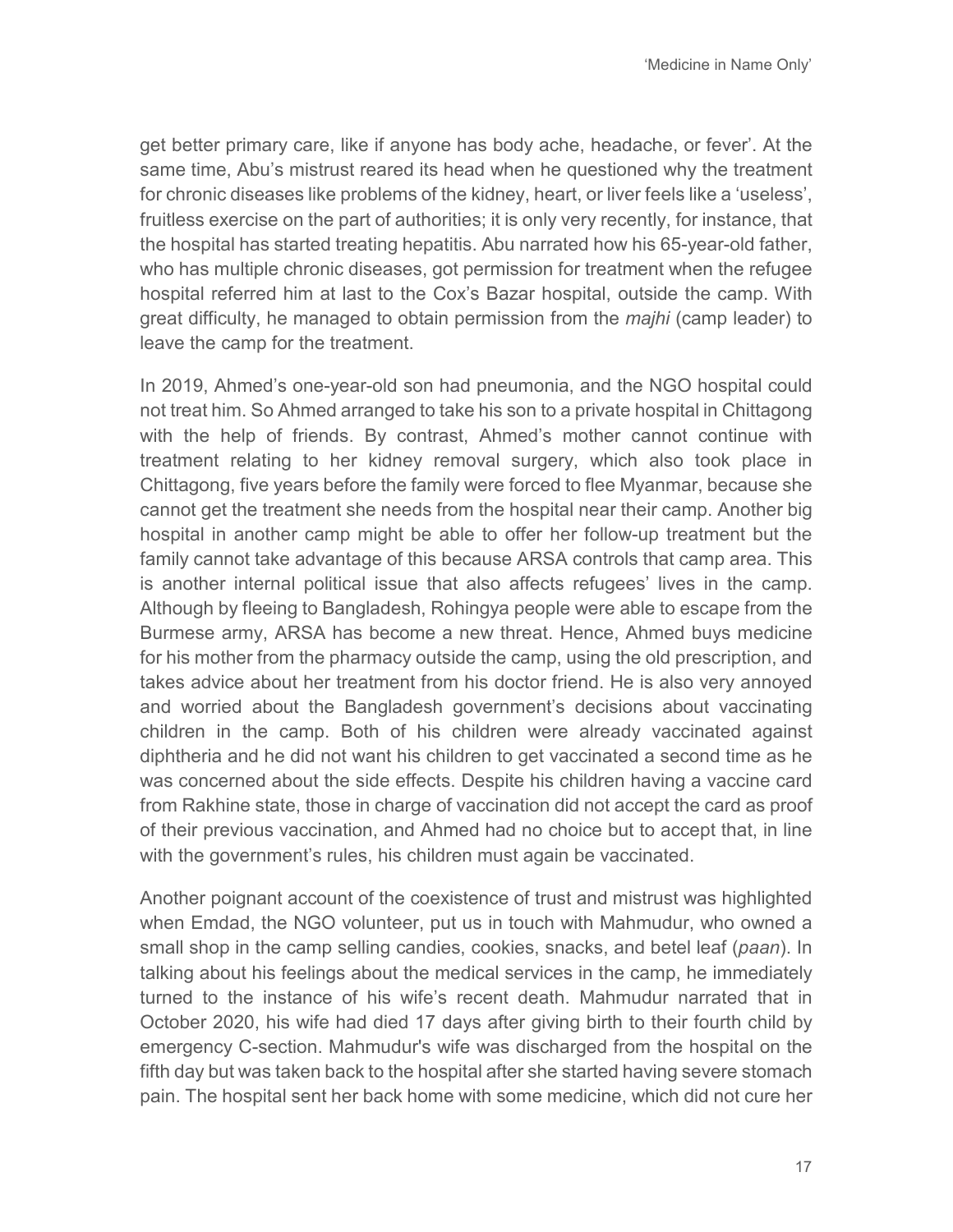get better primary care, like if anyone has body ache, headache, or fever'. At the same time, Abu's mistrust reared its head when he questioned why the treatment for chronic diseases like problems of the kidney, heart, or liver feels like a 'useless', fruitless exercise on the part of authorities; it is only very recently, for instance, that the hospital has started treating hepatitis. Abu narrated how his 65-year-old father, who has multiple chronic diseases, got permission for treatment when the refugee hospital referred him at last to the Cox's Bazar hospital, outside the camp. With great difficulty, he managed to obtain permission from the *majhi* (camp leader) to leave the camp for the treatment.

In 2019, Ahmed's one-year-old son had pneumonia, and the NGO hospital could not treat him. So Ahmed arranged to take his son to a private hospital in Chittagong with the help of friends. By contrast, Ahmed's mother cannot continue with treatment relating to her kidney removal surgery, which also took place in Chittagong, five years before the family were forced to flee Myanmar, because she cannot get the treatment she needs from the hospital near their camp. Another big hospital in another camp might be able to offer her follow-up treatment but the family cannot take advantage of this because ARSA controls that camp area. This is another internal political issue that also affects refugees' lives in the camp. Although by fleeing to Bangladesh, Rohingya people were able to escape from the Burmese army, ARSA has become a new threat. Hence, Ahmed buys medicine for his mother from the pharmacy outside the camp, using the old prescription, and takes advice about her treatment from his doctor friend. He is also very annoyed and worried about the Bangladesh government's decisions about vaccinating children in the camp. Both of his children were already vaccinated against diphtheria and he did not want his children to get vaccinated a second time as he was concerned about the side effects. Despite his children having a vaccine card from Rakhine state, those in charge of vaccination did not accept the card as proof of their previous vaccination, and Ahmed had no choice but to accept that, in line with the government's rules, his children must again be vaccinated.

Another poignant account of the coexistence of trust and mistrust was highlighted when Emdad, the NGO volunteer, put us in touch with Mahmudur, who owned a small shop in the camp selling candies, cookies, snacks, and betel leaf (*paan*). In talking about his feelings about the medical services in the camp, he immediately turned to the instance of his wife's recent death. Mahmudur narrated that in October 2020, his wife had died 17 days after giving birth to their fourth child by emergency C-section. Mahmudur's wife was discharged from the hospital on the fifth day but was taken back to the hospital after she started having severe stomach pain. The hospital sent her back home with some medicine, which did not cure her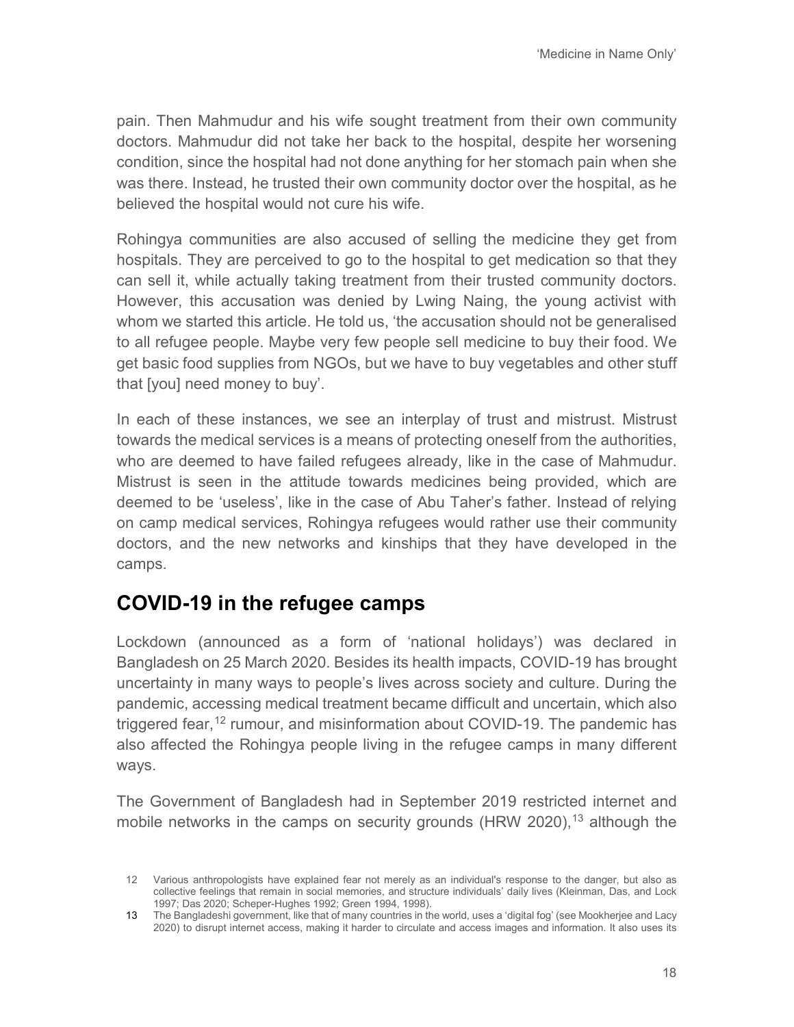pain. Then Mahmudur and his wife sought treatment from their own community doctors. Mahmudur did not take her back to the hospital, despite her worsening condition, since the hospital had not done anything for her stomach pain when she was there. Instead, he trusted their own community doctor over the hospital, as he believed the hospital would not cure his wife.

Rohingya communities are also accused of selling the medicine they get from hospitals. They are perceived to go to the hospital to get medication so that they can sell it, while actually taking treatment from their trusted community doctors. However, this accusation was denied by Lwing Naing, the young activist with whom we started this article. He told us, 'the accusation should not be generalised to all refugee people. Maybe very few people sell medicine to buy their food. We get basic food supplies from NGOs, but we have to buy vegetables and other stuff that [you] need money to buy'.

In each of these instances, we see an interplay of trust and mistrust. Mistrust towards the medical services is a means of protecting oneself from the authorities, who are deemed to have failed refugees already, like in the case of Mahmudur. Mistrust is seen in the attitude towards medicines being provided, which are deemed to be 'useless', like in the case of Abu Taher's father. Instead of relying on camp medical services, Rohingya refugees would rather use their community doctors, and the new networks and kinships that they have developed in the camps.

## COVID-19 in the refugee camps

Lockdown (announced as a form of 'national holidays') was declared in Bangladesh on 25 March 2020. Besides its health impacts, COVID-19 has brought uncertainty in many ways to people's lives across society and culture. During the pandemic, accessing medical treatment became difficult and uncertain, which also triggered fear,[12] rumour, and misinformation about COVID-19. The pandemic has also affected the Rohingya people living in the refugee camps in many different ways.

The Government of Bangladesh had in September 2019 restricted internet and mobile networks in the camps on security grounds (HRW 2020),[13] although the

12 Various anthropologists have explained fear not merely as an individual's response to the danger, but also as collective feelings that remain in social memories, and structure individuals' daily lives (Kleinman, Das, and Lock 1997; Das 2020; Scheper-Hughes 1992; Green 1994, 1998).

13 The Bangladeshi government, like that of many countries in the world, uses a 'digital fog' (see Mookherjee and Lacy 2020) to disrupt internet access, making it harder to circulate and access images and information. It also uses its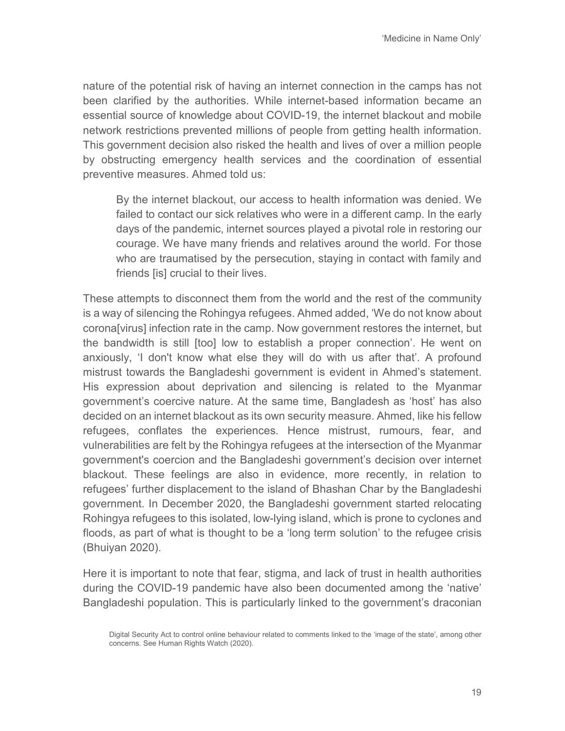nature of the potential risk of having an internet connection in the camps has not been clarified by the authorities. While internet-based information became an essential source of knowledge about COVID-19, the internet blackout and mobile network restrictions prevented millions of people from getting health information. This government decision also risked the health and lives of over a million people by obstructing emergency health services and the coordination of essential preventive measures. Ahmed told us:

> By the internet blackout, our access to health information was denied. We failed to contact our sick relatives who were in a different camp. In the early days of the pandemic, internet sources played a pivotal role in restoring our courage. We have many friends and relatives around the world. For those who are traumatised by the persecution, staying in contact with family and friends [is] crucial to their lives.

These attempts to disconnect them from the world and the rest of the community is a way of silencing the Rohingya refugees. Ahmed added, 'We do not know about corona[virus] infection rate in the camp. Now government restores the internet, but the bandwidth is still [too] low to establish a proper connection'. He went on anxiously, 'I don't know what else they will do with us after that'. A profound mistrust towards the Bangladeshi government is evident in Ahmed's statement. His expression about deprivation and silencing is related to the Myanmar government's coercive nature. At the same time, Bangladesh as 'host' has also decided on an internet blackout as its own security measure. Ahmed, like his fellow refugees, conflates the experiences. Hence mistrust, rumours, fear, and vulnerabilities are felt by the Rohingya refugees at the intersection of the Myanmar government's coercion and the Bangladeshi government's decision over internet blackout. These feelings are also in evidence, more recently, in relation to refugees' further displacement to the island of Bhashan Char by the Bangladeshi government. In December 2020, the Bangladeshi government started relocating Rohingya refugees to this isolated, low-lying island, which is prone to cyclones and floods, as part of what is thought to be a 'long term solution' to the refugee crisis (Bhuiyan 2020).

Here it is important to note that fear, stigma, and lack of trust in health authorities during the COVID-19 pandemic have also been documented among the 'native' Bangladeshi population. This is particularly linked to the government's draconian

Digital Security Act to control online behaviour related to comments linked to the 'image of the state', among other concerns. See Human Rights Watch (2020).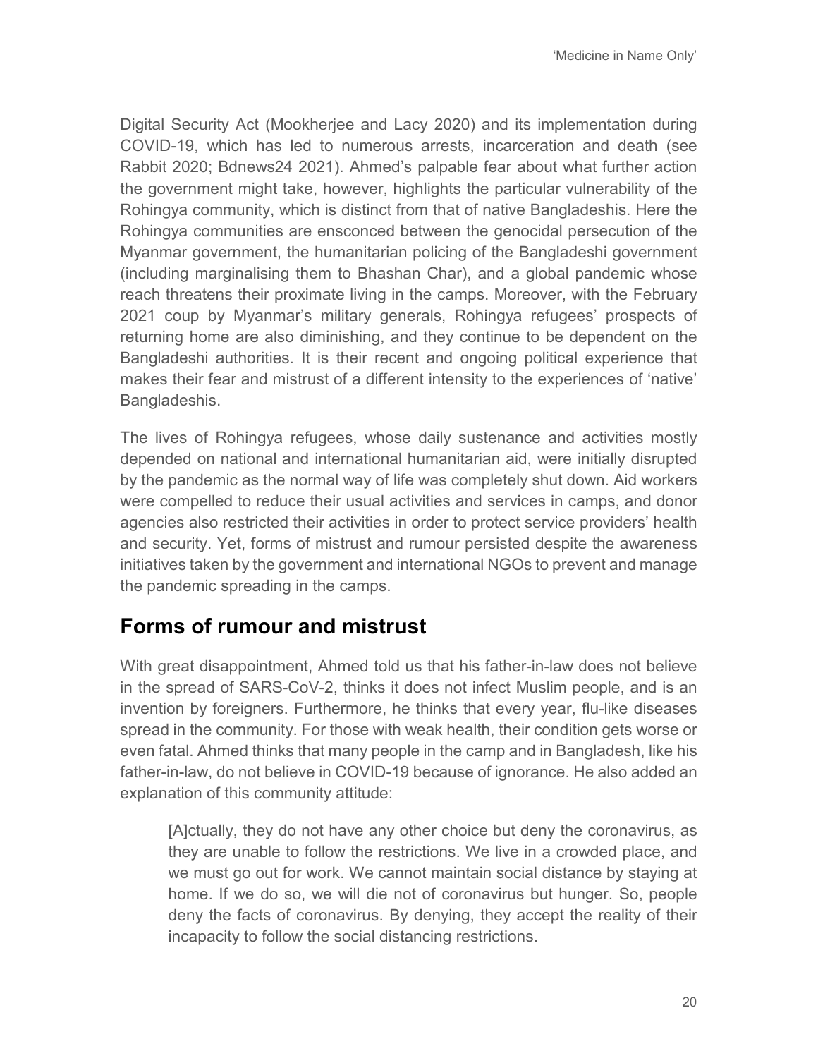Digital Security Act (Mookherjee and Lacy 2020) and its implementation during COVID-19, which has led to numerous arrests, incarceration and death (see Rabbit 2020; Bdnews24 2021). Ahmed's palpable fear about what further action the government might take, however, highlights the particular vulnerability of the Rohingya community, which is distinct from that of native Bangladeshis. Here the Rohingya communities are ensconced between the genocidal persecution of the Myanmar government, the humanitarian policing of the Bangladeshi government (including marginalising them to Bhashan Char), and a global pandemic whose reach threatens their proximate living in the camps. Moreover, with the February 2021 coup by Myanmar's military generals, Rohingya refugees' prospects of returning home are also diminishing, and they continue to be dependent on the Bangladeshi authorities. It is their recent and ongoing political experience that makes their fear and mistrust of a different intensity to the experiences of 'native' Bangladeshis.

The lives of Rohingya refugees, whose daily sustenance and activities mostly depended on national and international humanitarian aid, were initially disrupted by the pandemic as the normal way of life was completely shut down. Aid workers were compelled to reduce their usual activities and services in camps, and donor agencies also restricted their activities in order to protect service providers' health and security. Yet, forms of mistrust and rumour persisted despite the awareness initiatives taken by the government and international NGOs to prevent and manage the pandemic spreading in the camps.

## Forms of rumour and mistrust

With great disappointment, Ahmed told us that his father-in-law does not believe in the spread of SARS-CoV-2, thinks it does not infect Muslim people, and is an invention by foreigners. Furthermore, he thinks that every year, flu-like diseases spread in the community. For those with weak health, their condition gets worse or even fatal. Ahmed thinks that many people in the camp and in Bangladesh, like his father-in-law, do not believe in COVID-19 because of ignorance. He also added an explanation of this community attitude:

> [A]ctually, they do not have any other choice but deny the coronavirus, as they are unable to follow the restrictions. We live in a crowded place, and we must go out for work. We cannot maintain social distance by staying at home. If we do so, we will die not of coronavirus but hunger. So, people deny the facts of coronavirus. By denying, they accept the reality of their incapacity to follow the social distancing restrictions.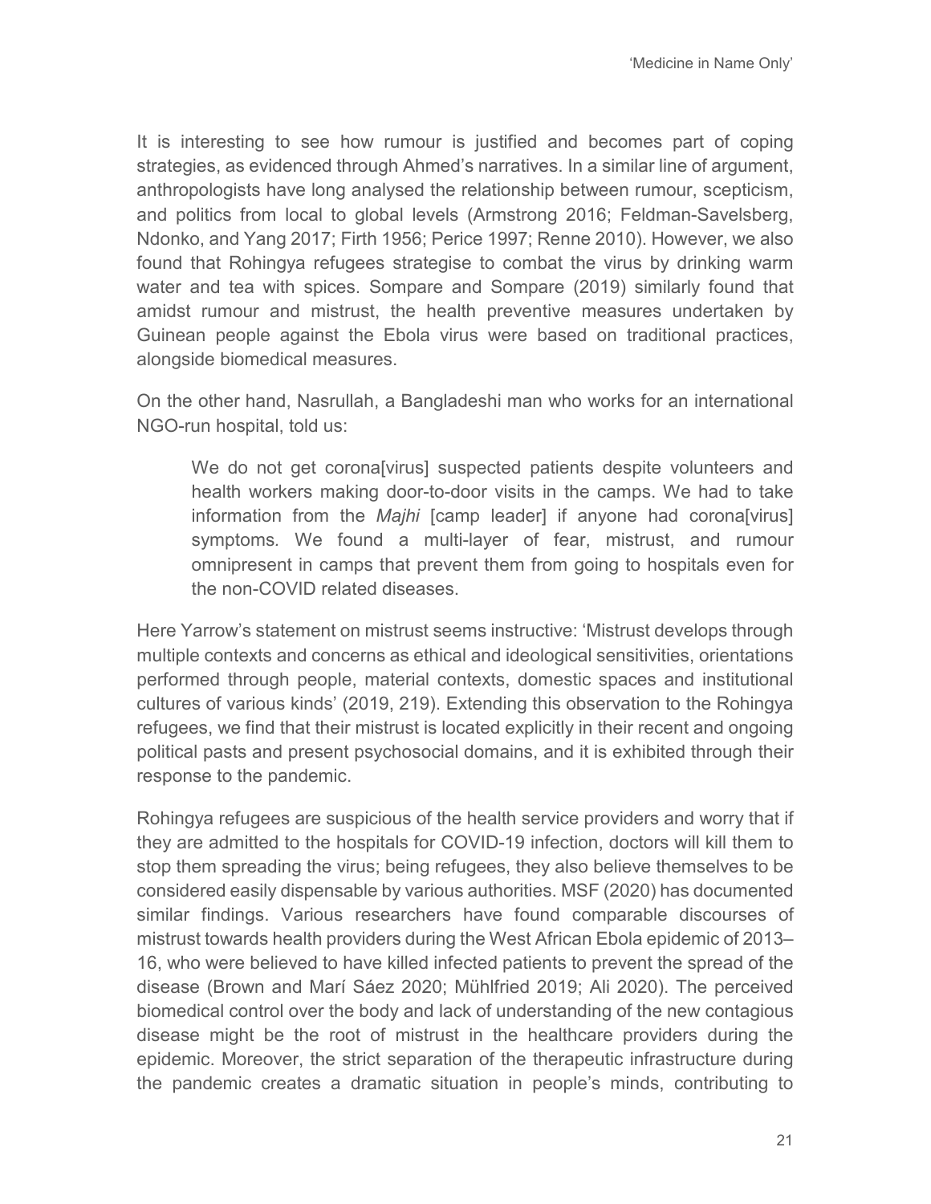It is interesting to see how rumour is justified and becomes part of coping strategies, as evidenced through Ahmed's narratives. In a similar line of argument, anthropologists have long analysed the relationship between rumour, scepticism, and politics from local to global levels (Armstrong 2016; Feldman-Savelsberg, Ndonko, and Yang 2017; Firth 1956; Perice 1997; Renne 2010). However, we also found that Rohingya refugees strategise to combat the virus by drinking warm water and tea with spices. Sompare and Sompare (2019) similarly found that amidst rumour and mistrust, the health preventive measures undertaken by Guinean people against the Ebola virus were based on traditional practices, alongside biomedical measures.

On the other hand, Nasrullah, a Bangladeshi man who works for an international NGO-run hospital, told us:

> We do not get corona[virus] suspected patients despite volunteers and health workers making door-to-door visits in the camps. We had to take information from the *Majhi* [camp leader] if anyone had corona[virus] symptoms. We found a multi-layer of fear, mistrust, and rumour omnipresent in camps that prevent them from going to hospitals even for the non-COVID related diseases.

Here Yarrow's statement on mistrust seems instructive: 'Mistrust develops through multiple contexts and concerns as ethical and ideological sensitivities, orientations performed through people, material contexts, domestic spaces and institutional cultures of various kinds' (2019, 219). Extending this observation to the Rohingya refugees, we find that their mistrust is located explicitly in their recent and ongoing political pasts and present psychosocial domains, and it is exhibited through their response to the pandemic.

Rohingya refugees are suspicious of the health service providers and worry that if they are admitted to the hospitals for COVID-19 infection, doctors will kill them to stop them spreading the virus; being refugees, they also believe themselves to be considered easily dispensable by various authorities. MSF (2020) has documented similar findings. Various researchers have found comparable discourses of mistrust towards health providers during the West African Ebola epidemic of 2013–16, who were believed to have killed infected patients to prevent the spread of the disease (Brown and Marí Sáez 2020; Mühlfried 2019; Ali 2020). The perceived biomedical control over the body and lack of understanding of the new contagious disease might be the root of mistrust in the healthcare providers during the epidemic. Moreover, the strict separation of the therapeutic infrastructure during the pandemic creates a dramatic situation in people's minds, contributing to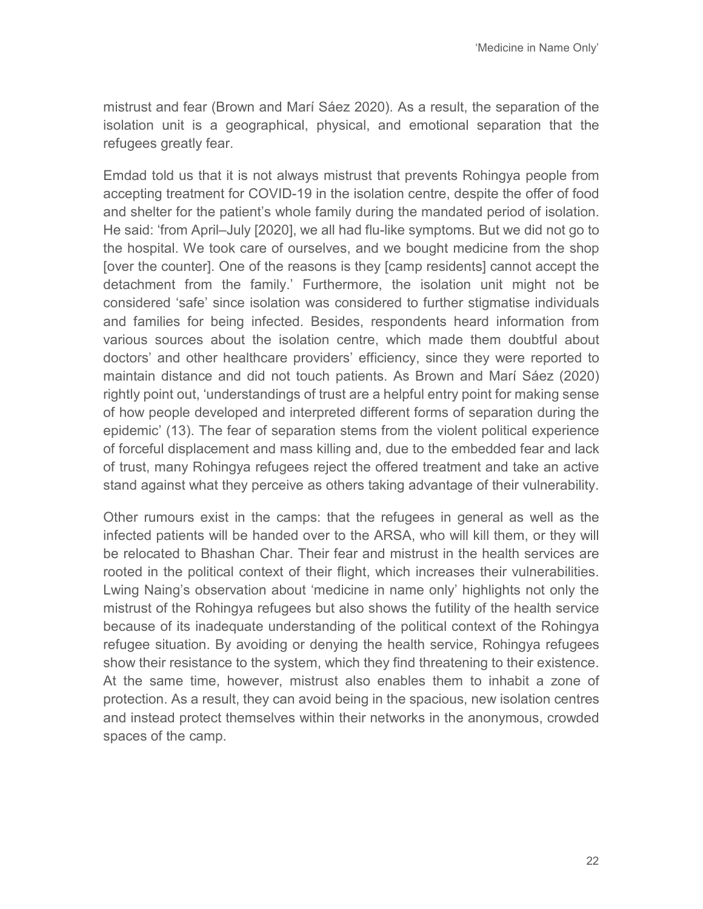mistrust and fear (Brown and Marí Sáez 2020). As a result, the separation of the isolation unit is a geographical, physical, and emotional separation that the refugees greatly fear.

Emdad told us that it is not always mistrust that prevents Rohingya people from accepting treatment for COVID-19 in the isolation centre, despite the offer of food and shelter for the patient's whole family during the mandated period of isolation. He said: 'from April–July [2020], we all had flu-like symptoms. But we did not go to the hospital. We took care of ourselves, and we bought medicine from the shop [over the counter]. One of the reasons is they [camp residents] cannot accept the detachment from the family.' Furthermore, the isolation unit might not be considered 'safe' since isolation was considered to further stigmatise individuals and families for being infected. Besides, respondents heard information from various sources about the isolation centre, which made them doubtful about doctors' and other healthcare providers' efficiency, since they were reported to maintain distance and did not touch patients. As Brown and Marí Sáez (2020) rightly point out, 'understandings of trust are a helpful entry point for making sense of how people developed and interpreted different forms of separation during the epidemic' (13). The fear of separation stems from the violent political experience of forceful displacement and mass killing and, due to the embedded fear and lack of trust, many Rohingya refugees reject the offered treatment and take an active stand against what they perceive as others taking advantage of their vulnerability.

Other rumours exist in the camps: that the refugees in general as well as the infected patients will be handed over to the ARSA, who will kill them, or they will be relocated to Bhashan Char. Their fear and mistrust in the health services are rooted in the political context of their flight, which increases their vulnerabilities. Lwing Naing's observation about 'medicine in name only' highlights not only the mistrust of the Rohingya refugees but also shows the futility of the health service because of its inadequate understanding of the political context of the Rohingya refugee situation. By avoiding or denying the health service, Rohingya refugees show their resistance to the system, which they find threatening to their existence. At the same time, however, mistrust also enables them to inhabit a zone of protection. As a result, they can avoid being in the spacious, new isolation centres and instead protect themselves within their networks in the anonymous, crowded spaces of the camp.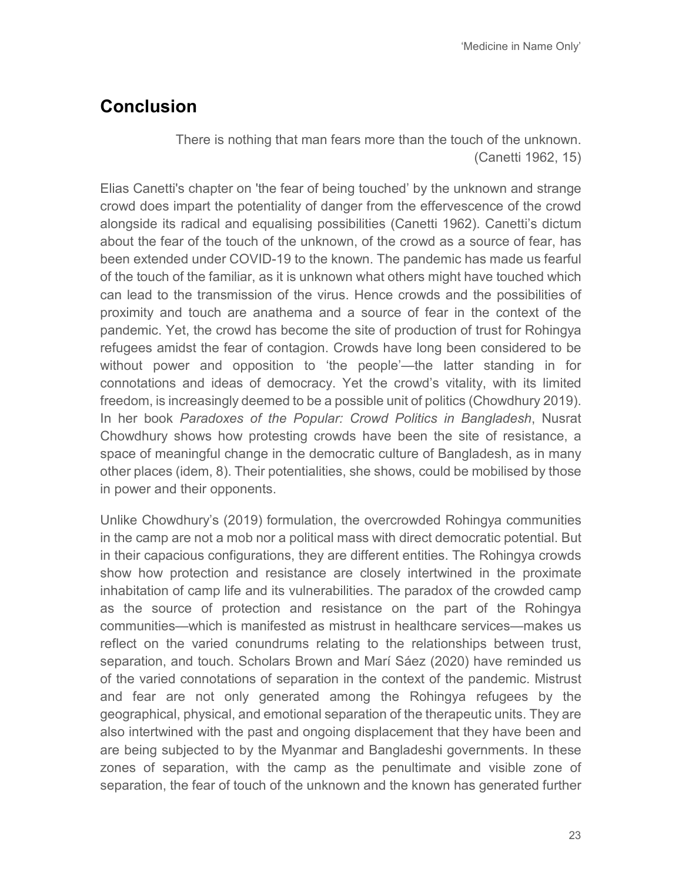## Conclusion

> There is nothing that man fears more than the touch of the unknown. (Canetti 1962, 15)

Elias Canetti's chapter on 'the fear of being touched' by the unknown and strange crowd does impart the potentiality of danger from the effervescence of the crowd alongside its radical and equalising possibilities (Canetti 1962). Canetti's dictum about the fear of the touch of the unknown, of the crowd as a source of fear, has been extended under COVID-19 to the known. The pandemic has made us fearful of the touch of the familiar, as it is unknown what others might have touched which can lead to the transmission of the virus. Hence crowds and the possibilities of proximity and touch are anathema and a source of fear in the context of the pandemic. Yet, the crowd has become the site of production of trust for Rohingya refugees amidst the fear of contagion. Crowds have long been considered to be without power and opposition to 'the people'—the latter standing in for connotations and ideas of democracy. Yet the crowd's vitality, with its limited freedom, is increasingly deemed to be a possible unit of politics (Chowdhury 2019). In her book *Paradoxes of the Popular: Crowd Politics in Bangladesh*, Nusrat Chowdhury shows how protesting crowds have been the site of resistance, a space of meaningful change in the democratic culture of Bangladesh, as in many other places (idem, 8). Their potentialities, she shows, could be mobilised by those in power and their opponents.

Unlike Chowdhury's (2019) formulation, the overcrowded Rohingya communities in the camp are not a mob nor a political mass with direct democratic potential. But in their capacious configurations, they are different entities. The Rohingya crowds show how protection and resistance are closely intertwined in the proximate inhabitation of camp life and its vulnerabilities. The paradox of the crowded camp as the source of protection and resistance on the part of the Rohingya communities—which is manifested as mistrust in healthcare services—makes us reflect on the varied conundrums relating to the relationships between trust, separation, and touch. Scholars Brown and Marí Sáez (2020) have reminded us of the varied connotations of separation in the context of the pandemic. Mistrust and fear are not only generated among the Rohingya refugees by the geographical, physical, and emotional separation of the therapeutic units. They are also intertwined with the past and ongoing displacement that they have been and are being subjected to by the Myanmar and Bangladeshi governments. In these zones of separation, with the camp as the penultimate and visible zone of separation, the fear of touch of the unknown and the known has generated further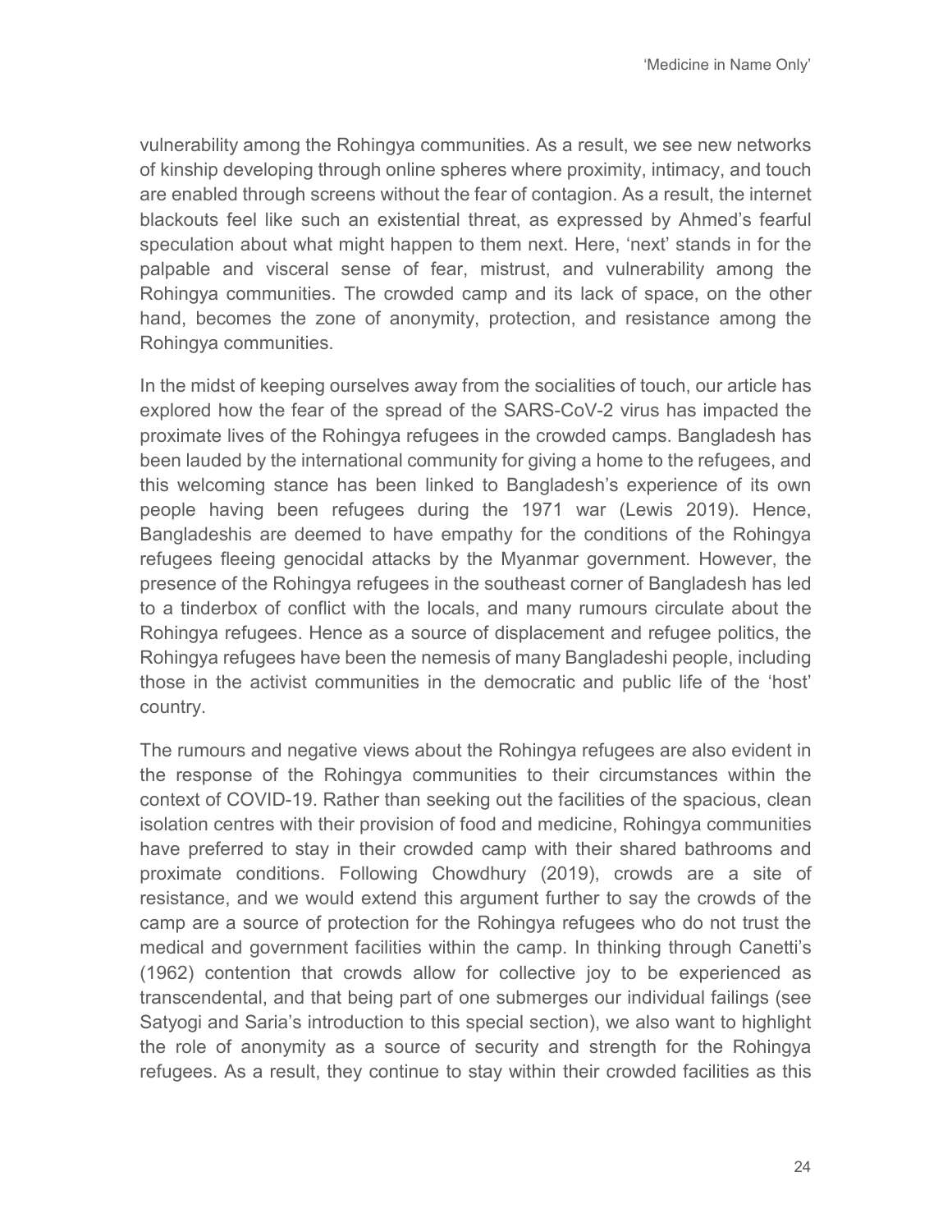vulnerability among the Rohingya communities. As a result, we see new networks of kinship developing through online spheres where proximity, intimacy, and touch are enabled through screens without the fear of contagion. As a result, the internet blackouts feel like such an existential threat, as expressed by Ahmed's fearful speculation about what might happen to them next. Here, 'next' stands in for the palpable and visceral sense of fear, mistrust, and vulnerability among the Rohingya communities. The crowded camp and its lack of space, on the other hand, becomes the zone of anonymity, protection, and resistance among the Rohingya communities.

In the midst of keeping ourselves away from the socialities of touch, our article has explored how the fear of the spread of the SARS-CoV-2 virus has impacted the proximate lives of the Rohingya refugees in the crowded camps. Bangladesh has been lauded by the international community for giving a home to the refugees, and this welcoming stance has been linked to Bangladesh's experience of its own people having been refugees during the 1971 war (Lewis 2019). Hence, Bangladeshis are deemed to have empathy for the conditions of the Rohingya refugees fleeing genocidal attacks by the Myanmar government. However, the presence of the Rohingya refugees in the southeast corner of Bangladesh has led to a tinderbox of conflict with the locals, and many rumours circulate about the Rohingya refugees. Hence as a source of displacement and refugee politics, the Rohingya refugees have been the nemesis of many Bangladeshi people, including those in the activist communities in the democratic and public life of the 'host' country.

The rumours and negative views about the Rohingya refugees are also evident in the response of the Rohingya communities to their circumstances within the context of COVID-19. Rather than seeking out the facilities of the spacious, clean isolation centres with their provision of food and medicine, Rohingya communities have preferred to stay in their crowded camp with their shared bathrooms and proximate conditions. Following Chowdhury (2019), crowds are a site of resistance, and we would extend this argument further to say the crowds of the camp are a source of protection for the Rohingya refugees who do not trust the medical and government facilities within the camp. In thinking through Canetti's (1962) contention that crowds allow for collective joy to be experienced as transcendental, and that being part of one submerges our individual failings (see Satyogi and Saria's introduction to this special section), we also want to highlight the role of anonymity as a source of security and strength for the Rohingya refugees. As a result, they continue to stay within their crowded facilities as this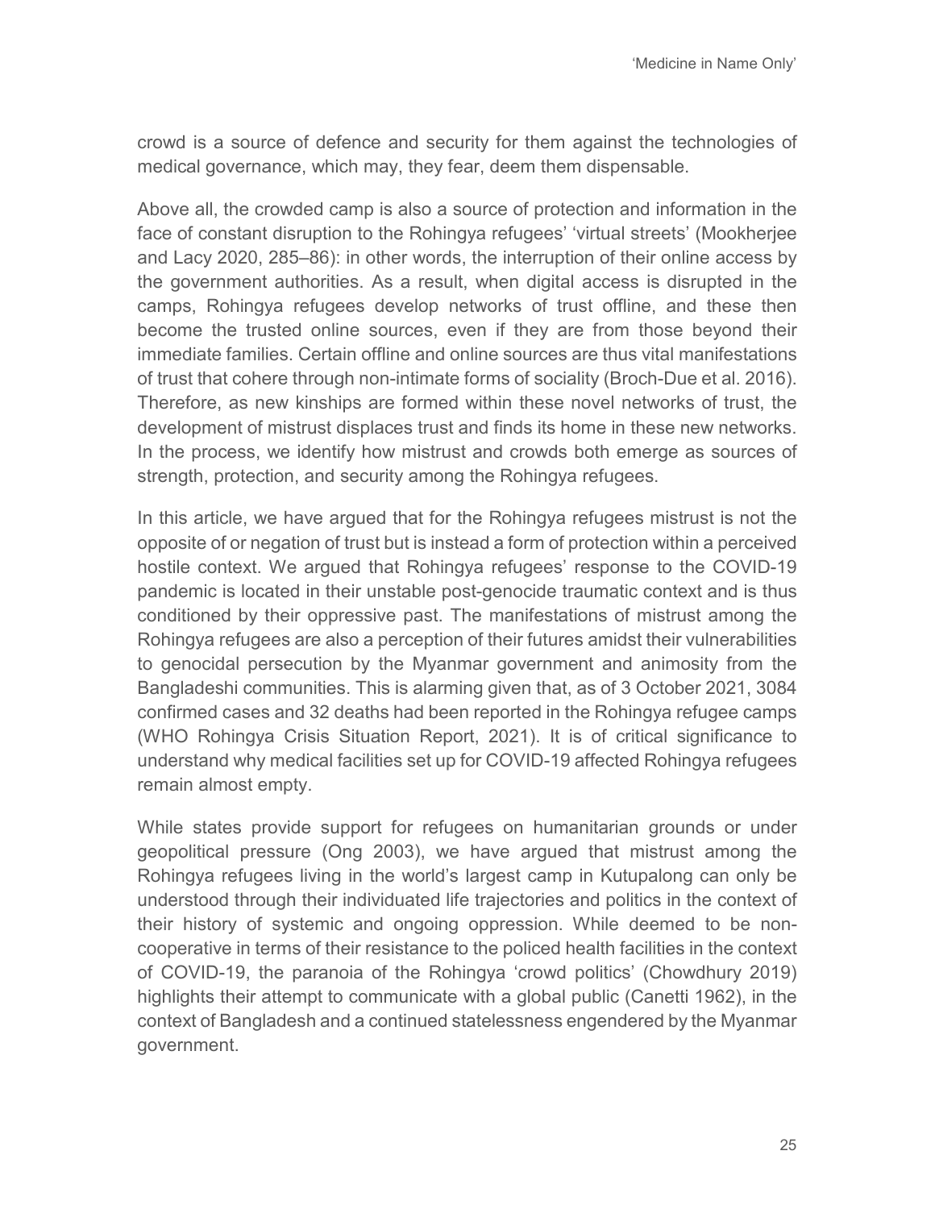crowd is a source of defence and security for them against the technologies of medical governance, which may, they fear, deem them dispensable.

Above all, the crowded camp is also a source of protection and information in the face of constant disruption to the Rohingya refugees' 'virtual streets' (Mookherjee and Lacy 2020, 285–86): in other words, the interruption of their online access by the government authorities. As a result, when digital access is disrupted in the camps, Rohingya refugees develop networks of trust offline, and these then become the trusted online sources, even if they are from those beyond their immediate families. Certain offline and online sources are thus vital manifestations of trust that cohere through non-intimate forms of sociality (Broch-Due et al. 2016). Therefore, as new kinships are formed within these novel networks of trust, the development of mistrust displaces trust and finds its home in these new networks. In the process, we identify how mistrust and crowds both emerge as sources of strength, protection, and security among the Rohingya refugees.

In this article, we have argued that for the Rohingya refugees mistrust is not the opposite of or negation of trust but is instead a form of protection within a perceived hostile context. We argued that Rohingya refugees' response to the COVID-19 pandemic is located in their unstable post-genocide traumatic context and is thus conditioned by their oppressive past. The manifestations of mistrust among the Rohingya refugees are also a perception of their futures amidst their vulnerabilities to genocidal persecution by the Myanmar government and animosity from the Bangladeshi communities. This is alarming given that, as of 3 October 2021, 3084 confirmed cases and 32 deaths had been reported in the Rohingya refugee camps (WHO Rohingya Crisis Situation Report, 2021). It is of critical significance to understand why medical facilities set up for COVID-19 affected Rohingya refugees remain almost empty.

While states provide support for refugees on humanitarian grounds or under geopolitical pressure (Ong 2003), we have argued that mistrust among the Rohingya refugees living in the world's largest camp in Kutupalong can only be understood through their individuated life trajectories and politics in the context of their history of systemic and ongoing oppression. While deemed to be non-cooperative in terms of their resistance to the policed health facilities in the context of COVID-19, the paranoia of the Rohingya 'crowd politics' (Chowdhury 2019) highlights their attempt to communicate with a global public (Canetti 1962), in the context of Bangladesh and a continued statelessness engendered by the Myanmar government.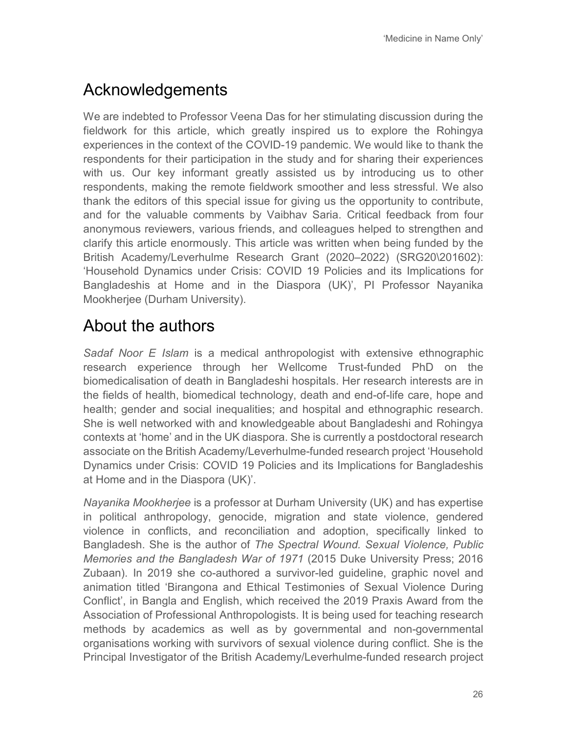## Acknowledgements

We are indebted to Professor Veena Das for her stimulating discussion during the fieldwork for this article, which greatly inspired us to explore the Rohingya experiences in the context of the COVID-19 pandemic. We would like to thank the respondents for their participation in the study and for sharing their experiences with us. Our key informant greatly assisted us by introducing us to other respondents, making the remote fieldwork smoother and less stressful. We also thank the editors of this special issue for giving us the opportunity to contribute, and for the valuable comments by Vaibhav Saria. Critical feedback from four anonymous reviewers, various friends, and colleagues helped to strengthen and clarify this article enormously. This article was written when being funded by the British Academy/Leverhulme Research Grant (2020–2022) (SRG20\201602): 'Household Dynamics under Crisis: COVID 19 Policies and its Implications for Bangladeshis at Home and in the Diaspora (UK)', PI Professor Nayanika Mookherjee (Durham University).

## About the authors

*Sadaf Noor E Islam* is a medical anthropologist with extensive ethnographic research experience through her Wellcome Trust-funded PhD on the biomedicalisation of death in Bangladeshi hospitals. Her research interests are in the fields of health, biomedical technology, death and end-of-life care, hope and health; gender and social inequalities; and hospital and ethnographic research. She is well networked with and knowledgeable about Bangladeshi and Rohingya contexts at 'home' and in the UK diaspora. She is currently a postdoctoral research associate on the British Academy/Leverhulme-funded research project 'Household Dynamics under Crisis: COVID 19 Policies and its Implications for Bangladeshis at Home and in the Diaspora (UK)'.

*Nayanika Mookherjee* is a professor at Durham University (UK) and has expertise in political anthropology, genocide, migration and state violence, gendered violence in conflicts, and reconciliation and adoption, specifically linked to Bangladesh. She is the author of *The Spectral Wound. Sexual Violence, Public Memories and the Bangladesh War of 1971* (2015 Duke University Press; 2016 Zubaan). In 2019 she co-authored a survivor-led guideline, graphic novel and animation titled 'Birangona and Ethical Testimonies of Sexual Violence During Conflict', in Bangla and English, which received the 2019 Praxis Award from the Association of Professional Anthropologists. It is being used for teaching research methods by academics as well as by governmental and non-governmental organisations working with survivors of sexual violence during conflict. She is the Principal Investigator of the British Academy/Leverhulme-funded research project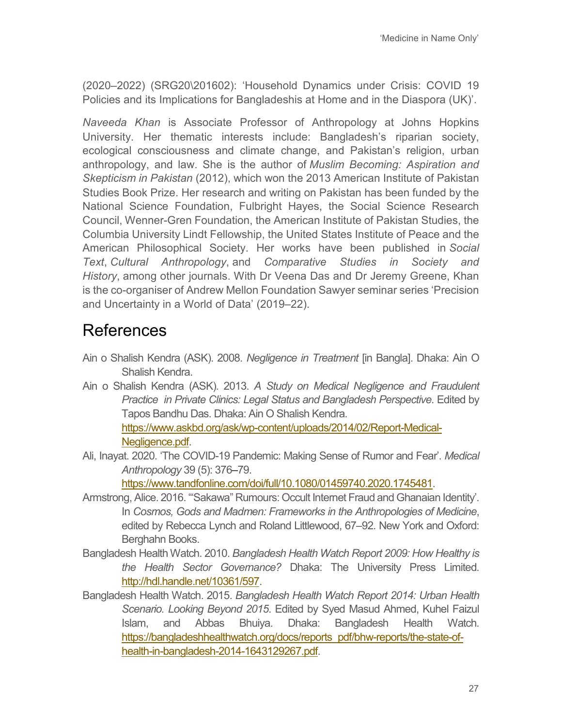(2020–2022) (SRG20\201602): 'Household Dynamics under Crisis: COVID 19 Policies and its Implications for Bangladeshis at Home and in the Diaspora (UK)'.

*Naveeda Khan* is Associate Professor of Anthropology at Johns Hopkins University. Her thematic interests include: Bangladesh's riparian society, ecological consciousness and climate change, and Pakistan's religion, urban anthropology, and law. She is the author of *Muslim Becoming: Aspiration and Skepticism in Pakistan* (2012), which won the 2013 American Institute of Pakistan Studies Book Prize. Her research and writing on Pakistan has been funded by the National Science Foundation, Fulbright Hayes, the Social Science Research Council, Wenner-Gren Foundation, the American Institute of Pakistan Studies, the Columbia University Lindt Fellowship, the United States Institute of Peace and the American Philosophical Society. Her works have been published in *Social Text*, *Cultural Anthropology*, and *Comparative Studies in Society and History*, among other journals. With Dr Veena Das and Dr Jeremy Greene, Khan is the co-organiser of Andrew Mellon Foundation Sawyer seminar series 'Precision and Uncertainty in a World of Data' (2019–22).

# References

Ain o Shalish Kendra (ASK). 2008. *Negligence in Treatment* [in Bangla]. Dhaka: Ain O Shalish Kendra.

Ain o Shalish Kendra (ASK). 2013. *A Study on Medical Negligence and Fraudulent Practice in Private Clinics: Legal Status and Bangladesh Perspective*. Edited by Tapos Bandhu Das. Dhaka: Ain O Shalish Kendra. https://www.askbd.org/ask/wp-content/uploads/2014/02/Report-Medical-Negligence.pdf.

Ali, Inayat. 2020. 'The COVID-19 Pandemic: Making Sense of Rumor and Fear'. *Medical Anthropology* 39 (5): 376–79. https://www.tandfonline.com/doi/full/10.1080/01459740.2020.1745481.

Armstrong, Alice. 2016. '"Sakawa" Rumours: Occult Internet Fraud and Ghanaian Identity'. In *Cosmos, Gods and Madmen: Frameworks in the Anthropologies of Medicine*, edited by Rebecca Lynch and Roland Littlewood, 67–92. New York and Oxford: Berghahn Books.

Bangladesh Health Watch. 2010. *Bangladesh Health Watch Report 2009: How Healthy is the Health Sector Governance?* Dhaka: The University Press Limited. http://hdl.handle.net/10361/597.

Bangladesh Health Watch. 2015. *Bangladesh Health Watch Report 2014: Urban Health Scenario. Looking Beyond 2015*. Edited by Syed Masud Ahmed, Kuhel Faizul Islam, and Abbas Bhuiya. Dhaka: Bangladesh Health Watch. https://bangladeshhealthwatch.org/docs/reports_pdf/bhw-reports/the-state-of-health-in-bangladesh-2014-1643129267.pdf.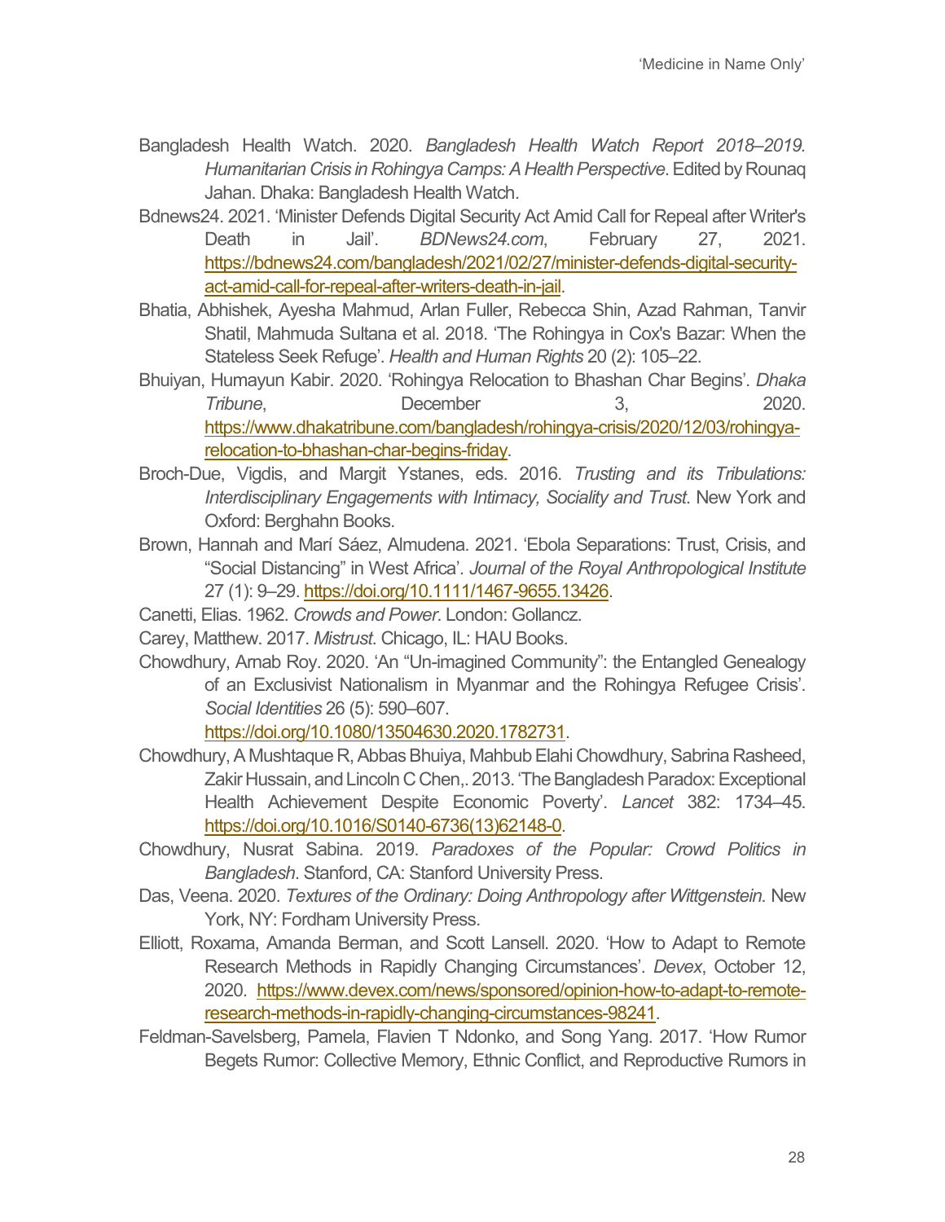Bangladesh Health Watch. 2020. *Bangladesh Health Watch Report 2018–2019. Humanitarian Crisis in Rohingya Camps: A Health Perspective*. Edited by Rounaq Jahan. Dhaka: Bangladesh Health Watch.

Bdnews24. 2021. 'Minister Defends Digital Security Act Amid Call for Repeal after Writer's Death in Jail'. *BDNews24.com*, February 27, 2021. https://bdnews24.com/bangladesh/2021/02/27/minister-defends-digital-security-act-amid-call-for-repeal-after-writers-death-in-jail.

Bhatia, Abhishek, Ayesha Mahmud, Arlan Fuller, Rebecca Shin, Azad Rahman, Tanvir Shatil, Mahmuda Sultana et al. 2018. 'The Rohingya in Cox's Bazar: When the Stateless Seek Refuge'. *Health and Human Rights* 20 (2): 105–22.

Bhuiyan, Humayun Kabir. 2020. 'Rohingya Relocation to Bhashan Char Begins'. *Dhaka Tribune*, December 3, 2020. https://www.dhakatribune.com/bangladesh/rohingya-crisis/2020/12/03/rohingya-relocation-to-bhashan-char-begins-friday.

Broch-Due, Vigdis, and Margit Ystanes, eds. 2016. *Trusting and its Tribulations: Interdisciplinary Engagements with Intimacy, Sociality and Trust*. New York and Oxford: Berghahn Books.

Brown, Hannah and Marí Sáez, Almudena. 2021. 'Ebola Separations: Trust, Crisis, and "Social Distancing" in West Africa'. *Journal of the Royal Anthropological Institute* 27 (1): 9–29. https://doi.org/10.1111/1467-9655.13426.

Canetti, Elias. 1962. *Crowds and Power*. London: Gollancz.

Carey, Matthew. 2017. *Mistrust*. Chicago, IL: HAU Books.

Chowdhury, Arnab Roy. 2020. 'An "Un-imagined Community": the Entangled Genealogy of an Exclusivist Nationalism in Myanmar and the Rohingya Refugee Crisis'. *Social Identities* 26 (5): 590–607. https://doi.org/10.1080/13504630.2020.1782731.

Chowdhury, A Mushtaque R, Abbas Bhuiya, Mahbub Elahi Chowdhury, Sabrina Rasheed, Zakir Hussain, and Lincoln C Chen,. 2013. 'The Bangladesh Paradox: Exceptional Health Achievement Despite Economic Poverty'. *Lancet* 382: 1734–45. https://doi.org/10.1016/S0140-6736(13)62148-0.

Chowdhury, Nusrat Sabina. 2019. *Paradoxes of the Popular: Crowd Politics in Bangladesh*. Stanford, CA: Stanford University Press.

Das, Veena. 2020. *Textures of the Ordinary: Doing Anthropology after Wittgenstein*. New York, NY: Fordham University Press.

Elliott, Roxama, Amanda Berman, and Scott Lansell. 2020. 'How to Adapt to Remote Research Methods in Rapidly Changing Circumstances'. *Devex*, October 12, 2020. https://www.devex.com/news/sponsored/opinion-how-to-adapt-to-remote-research-methods-in-rapidly-changing-circumstances-98241.

Feldman-Savelsberg, Pamela, Flavien T Ndonko, and Song Yang. 2017. 'How Rumor Begets Rumor: Collective Memory, Ethnic Conflict, and Reproductive Rumors in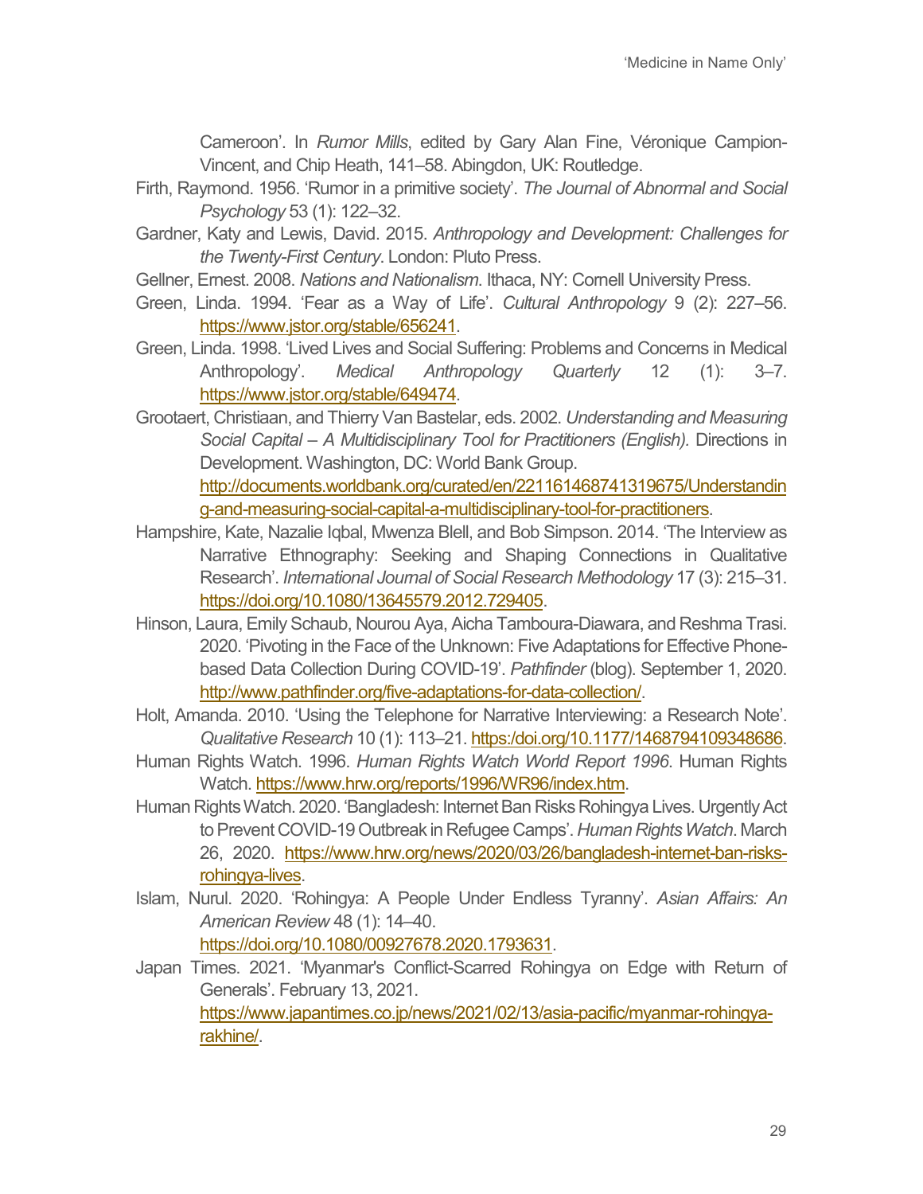Cameroon'. In *Rumor Mills*, edited by Gary Alan Fine, Véronique Campion-Vincent, and Chip Heath, 141–58. Abingdon, UK: Routledge.

Firth, Raymond. 1956. 'Rumor in a primitive society'. *The Journal of Abnormal and Social Psychology* 53 (1): 122–32.

Gardner, Katy and Lewis, David. 2015. *Anthropology and Development: Challenges for the Twenty-First Century*. London: Pluto Press.

Gellner, Ernest. 2008. *Nations and Nationalism*. Ithaca, NY: Cornell University Press.

Green, Linda. 1994. 'Fear as a Way of Life'. *Cultural Anthropology* 9 (2): 227–56. https://www.jstor.org/stable/656241.

Green, Linda. 1998. 'Lived Lives and Social Suffering: Problems and Concerns in Medical Anthropology'. *Medical Anthropology Quarterly* 12 (1): 3–7. https://www.jstor.org/stable/649474.

Grootaert, Christiaan, and Thierry Van Bastelar, eds. 2002. *Understanding and Measuring Social Capital – A Multidisciplinary Tool for Practitioners (English).* Directions in Development. Washington, DC: World Bank Group. http://documents.worldbank.org/curated/en/221161468741319675/Understanding-and-measuring-social-capital-a-multidisciplinary-tool-for-practitioners.

Hampshire, Kate, Nazalie Iqbal, Mwenza Blell, and Bob Simpson. 2014. 'The Interview as Narrative Ethnography: Seeking and Shaping Connections in Qualitative Research'. *International Journal of Social Research Methodology* 17 (3): 215–31. https://doi.org/10.1080/13645579.2012.729405.

Hinson, Laura, Emily Schaub, Nourou Aya, Aicha Tamboura-Diawara, and Reshma Trasi. 2020. 'Pivoting in the Face of the Unknown: Five Adaptations for Effective Phone-based Data Collection During COVID-19'. *Pathfinder* (blog). September 1, 2020. http://www.pathfinder.org/five-adaptations-for-data-collection/.

Holt, Amanda. 2010. 'Using the Telephone for Narrative Interviewing: a Research Note'. *Qualitative Research* 10 (1): 113–21. https:/doi.org/10.1177/1468794109348686.

Human Rights Watch. 1996. *Human Rights Watch World Report 1996*. Human Rights Watch. https://www.hrw.org/reports/1996/WR96/index.htm.

Human Rights Watch. 2020. 'Bangladesh: Internet Ban Risks Rohingya Lives. Urgently Act to Prevent COVID-19 Outbreak in Refugee Camps'. *Human Rights Watch*. March 26, 2020. https://www.hrw.org/news/2020/03/26/bangladesh-internet-ban-risks-rohingya-lives.

Islam, Nurul. 2020. 'Rohingya: A People Under Endless Tyranny'. *Asian Affairs: An American Review* 48 (1): 14–40. https://doi.org/10.1080/00927678.2020.1793631.

Japan Times. 2021. 'Myanmar's Conflict-Scarred Rohingya on Edge with Return of Generals'. February 13, 2021. https://www.japantimes.co.jp/news/2021/02/13/asia-pacific/myanmar-rohingya-rakhine/.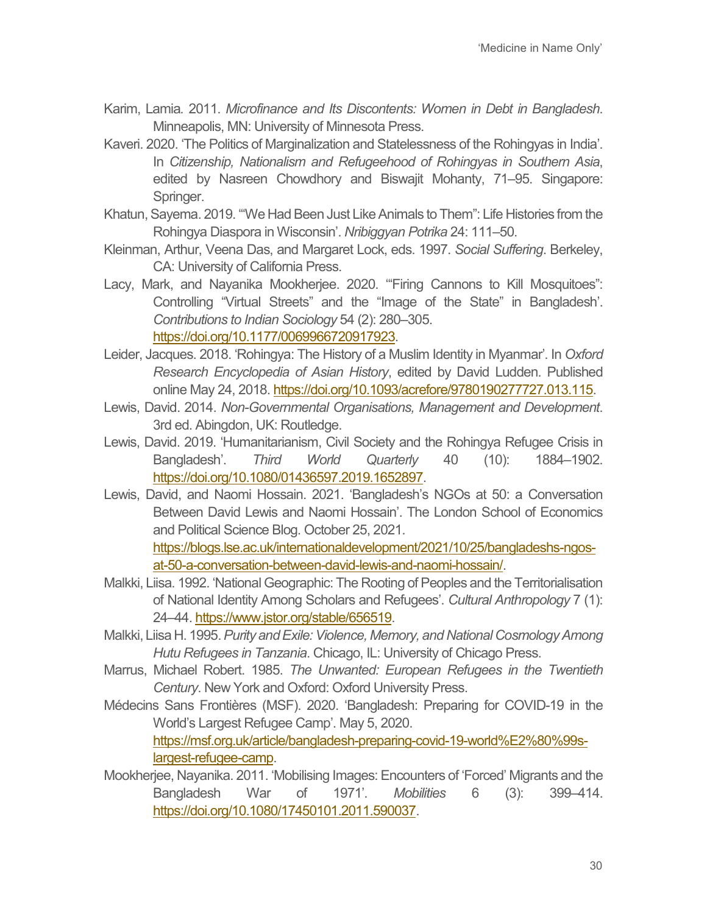Karim, Lamia. 2011. *Microfinance and Its Discontents: Women in Debt in Bangladesh*. Minneapolis, MN: University of Minnesota Press.

Kaveri. 2020. 'The Politics of Marginalization and Statelessness of the Rohingyas in India'. In *Citizenship, Nationalism and Refugeehood of Rohingyas in Southern Asia*, edited by Nasreen Chowdhory and Biswajit Mohanty, 71–95. Singapore: Springer.

Khatun, Sayema. 2019. '"We Had Been Just Like Animals to Them": Life Histories from the Rohingya Diaspora in Wisconsin'. *Nribiggyan Potrika* 24: 111–50.

Kleinman, Arthur, Veena Das, and Margaret Lock, eds. 1997. *Social Suffering*. Berkeley, CA: University of California Press.

Lacy, Mark, and Nayanika Mookherjee. 2020. '"Firing Cannons to Kill Mosquitoes": Controlling "Virtual Streets" and the "Image of the State" in Bangladesh'. *Contributions to Indian Sociology* 54 (2): 280–305. https://doi.org/10.1177/0069966720917923.

Leider, Jacques. 2018. 'Rohingya: The History of a Muslim Identity in Myanmar'. In *Oxford Research Encyclopedia of Asian History*, edited by David Ludden. Published online May 24, 2018. https://doi.org/10.1093/acrefore/9780190277727.013.115.

Lewis, David. 2014. *Non-Governmental Organisations, Management and Development*. 3rd ed. Abingdon, UK: Routledge.

Lewis, David. 2019. 'Humanitarianism, Civil Society and the Rohingya Refugee Crisis in Bangladesh'. *Third World Quarterly* 40 (10): 1884–1902. https://doi.org/10.1080/01436597.2019.1652897.

Lewis, David, and Naomi Hossain. 2021. 'Bangladesh's NGOs at 50: a Conversation Between David Lewis and Naomi Hossain'. The London School of Economics and Political Science Blog. October 25, 2021. https://blogs.lse.ac.uk/internationaldevelopment/2021/10/25/bangladeshs-ngos-at-50-a-conversation-between-david-lewis-and-naomi-hossain/.

Malkki, Liisa. 1992. 'National Geographic: The Rooting of Peoples and the Territorialisation of National Identity Among Scholars and Refugees'. *Cultural Anthropology* 7 (1): 24–44. https://www.jstor.org/stable/656519.

Malkki, Liisa H. 1995. *Purity and Exile: Violence, Memory, and National Cosmology Among Hutu Refugees in Tanzania*. Chicago, IL: University of Chicago Press.

Marrus, Michael Robert. 1985. *The Unwanted: European Refugees in the Twentieth Century*. New York and Oxford: Oxford University Press.

Médecins Sans Frontières (MSF). 2020. 'Bangladesh: Preparing for COVID-19 in the World's Largest Refugee Camp'. May 5, 2020. https://msf.org.uk/article/bangladesh-preparing-covid-19-world%E2%80%99s-largest-refugee-camp.

Mookherjee, Nayanika. 2011. 'Mobilising Images: Encounters of 'Forced' Migrants and the Bangladesh War of 1971'. *Mobilities* 6 (3): 399–414. https://doi.org/10.1080/17450101.2011.590037.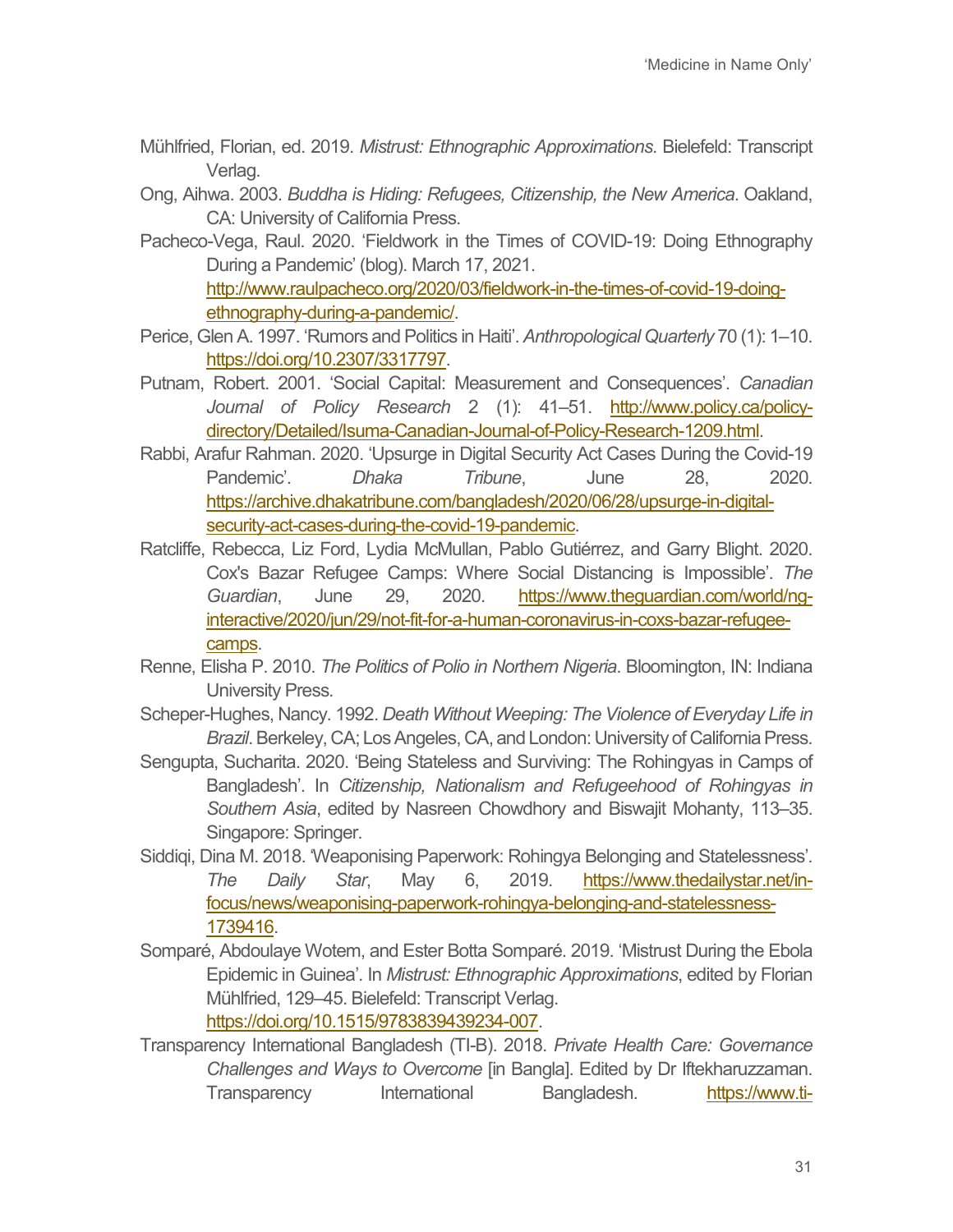Mühlfried, Florian, ed. 2019. *Mistrust: Ethnographic Approximations*. Bielefeld: Transcript Verlag.

Ong, Aihwa. 2003. *Buddha is Hiding: Refugees, Citizenship, the New America*. Oakland, CA: University of California Press.

Pacheco-Vega, Raul. 2020. 'Fieldwork in the Times of COVID-19: Doing Ethnography During a Pandemic' (blog). March 17, 2021. http://www.raulpacheco.org/2020/03/fieldwork-in-the-times-of-covid-19-doing-ethnography-during-a-pandemic/.

Perice, Glen A. 1997. 'Rumors and Politics in Haiti'. *Anthropological Quarterly* 70 (1): 1–10. https://doi.org/10.2307/3317797.

Putnam, Robert. 2001. 'Social Capital: Measurement and Consequences'. *Canadian Journal of Policy Research* 2 (1): 41–51. http://www.policy.ca/policy-directory/Detailed/Isuma-Canadian-Journal-of-Policy-Research-1209.html.

Rabbi, Arafur Rahman. 2020. 'Upsurge in Digital Security Act Cases During the Covid-19 Pandemic'. *Dhaka Tribune*, June 28, 2020. https://archive.dhakatribune.com/bangladesh/2020/06/28/upsurge-in-digital-security-act-cases-during-the-covid-19-pandemic.

Ratcliffe, Rebecca, Liz Ford, Lydia McMullan, Pablo Gutiérrez, and Garry Blight. 2020. Cox's Bazar Refugee Camps: Where Social Distancing is Impossible'. *The Guardian*, June 29, 2020. https://www.theguardian.com/world/ng-interactive/2020/jun/29/not-fit-for-a-human-coronavirus-in-coxs-bazar-refugee-camps.

Renne, Elisha P. 2010. *The Politics of Polio in Northern Nigeria*. Bloomington, IN: Indiana University Press.

Scheper-Hughes, Nancy. 1992. *Death Without Weeping: The Violence of Everyday Life in Brazil*. Berkeley, CA; Los Angeles, CA, and London: University of California Press.

Sengupta, Sucharita. 2020. 'Being Stateless and Surviving: The Rohingyas in Camps of Bangladesh'. In *Citizenship, Nationalism and Refugeehood of Rohingyas in Southern Asia*, edited by Nasreen Chowdhory and Biswajit Mohanty, 113–35. Singapore: Springer.

Siddiqi, Dina M. 2018. 'Weaponising Paperwork: Rohingya Belonging and Statelessness'. *The Daily Star*, May 6, 2019. https://www.thedailystar.net/in-focus/news/weaponising-paperwork-rohingya-belonging-and-statelessness-1739416.

Somparé, Abdoulaye Wotem, and Ester Botta Somparé. 2019. 'Mistrust During the Ebola Epidemic in Guinea'. In *Mistrust: Ethnographic Approximations*, edited by Florian Mühlfried, 129–45. Bielefeld: Transcript Verlag. https://doi.org/10.1515/9783839439234-007.

Transparency International Bangladesh (TI-B). 2018. *Private Health Care: Governance Challenges and Ways to Overcome* [in Bangla]. Edited by Dr Iftekharuzzaman. Transparency International Bangladesh. https://www.ti-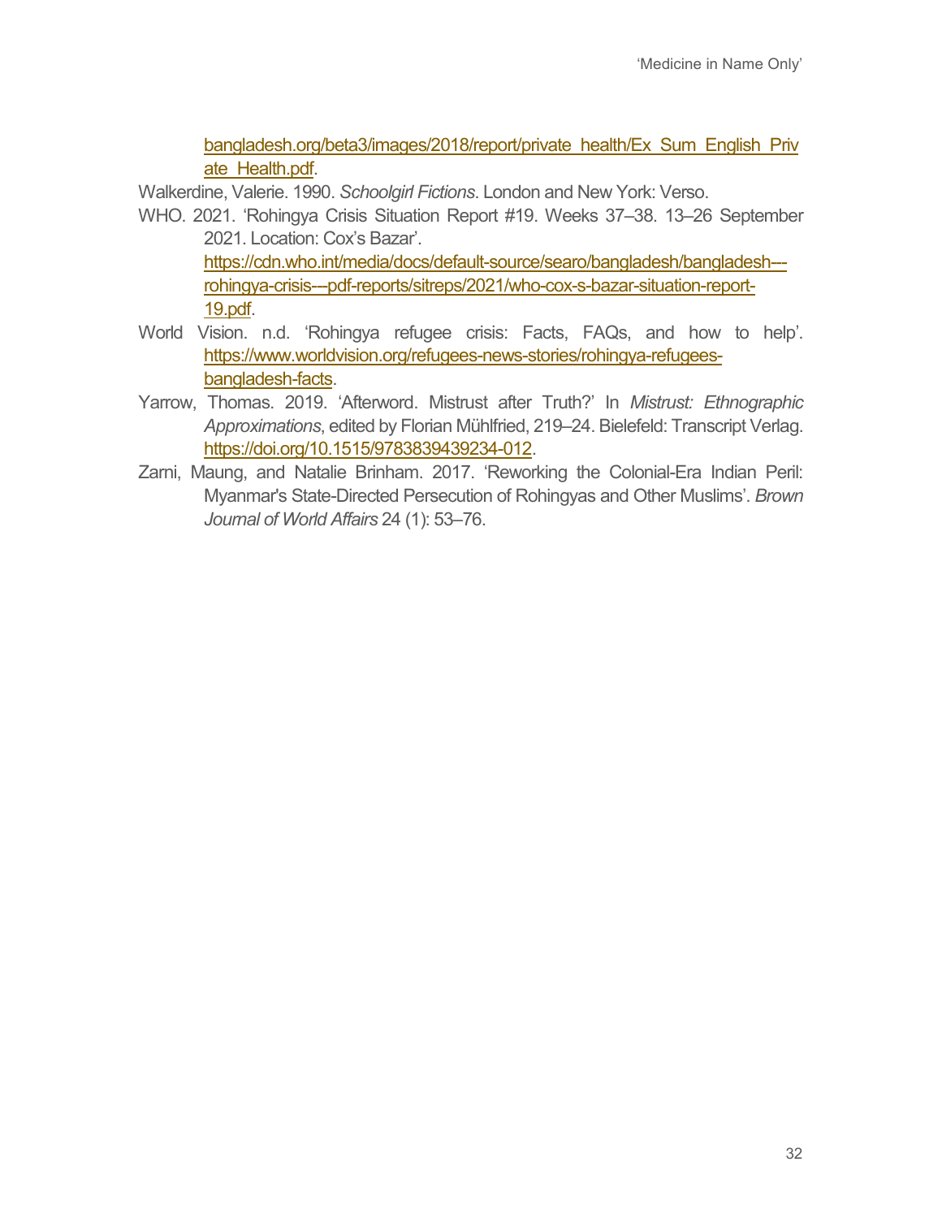bangladesh.org/beta3/images/2018/report/private_health/Ex_Sum_English_Private_Health.pdf.

Walkerdine, Valerie. 1990. *Schoolgirl Fictions*. London and New York: Verso.

WHO. 2021. 'Rohingya Crisis Situation Report #19. Weeks 37–38. 13–26 September 2021. Location: Cox's Bazar'. https://cdn.who.int/media/docs/default-source/searo/bangladesh/bangladesh---rohingya-crisis---pdf-reports/sitreps/2021/who-cox-s-bazar-situation-report-19.pdf.

World Vision. n.d. 'Rohingya refugee crisis: Facts, FAQs, and how to help'. https://www.worldvision.org/refugees-news-stories/rohingya-refugees-bangladesh-facts.

Yarrow, Thomas. 2019. 'Afterword. Mistrust after Truth?' In *Mistrust: Ethnographic Approximations*, edited by Florian Mühlfried, 219–24. Bielefeld: Transcript Verlag. https://doi.org/10.1515/9783839439234-012.

Zarni, Maung, and Natalie Brinham. 2017. 'Reworking the Colonial-Era Indian Peril: Myanmar's State-Directed Persecution of Rohingyas and Other Muslims'. *Brown Journal of World Affairs* 24 (1): 53–76.